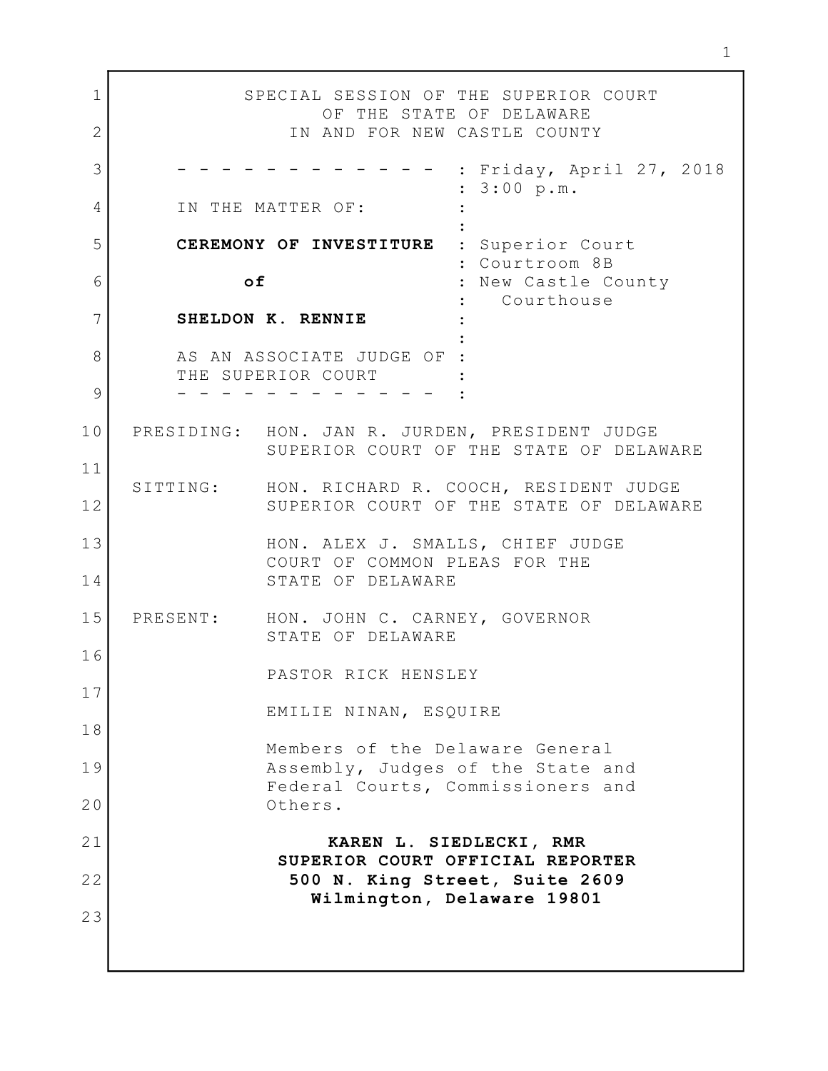SPECIAL SESSION OF THE SUPERIOR COURT
OF THE STATE OF DELAWARE
IN AND FOR NEW CASTLE COUNTY

| | |
|---|---|
| - - - - - - - - - - - - - | : Friday, April 27, 2018 |
| | : 3:00 p.m. |
| IN THE MATTER OF: | : |
| | : |
| **CEREMONY OF INVESTITURE** | : Superior Court |
| | : Courtroom 8B |
| **of** | : New Castle County |
| | : Courthouse |
| **SHELDON K. RENNIE** | : |
| | : |
| AS AN ASSOCIATE JUDGE OF | : |
| THE SUPERIOR COURT | : |
| - - - - - - - - - - - - - | : |

PRESIDING: HON. JAN R. JURDEN, PRESIDENT JUDGE
SUPERIOR COURT OF THE STATE OF DELAWARE

SITTING: HON. RICHARD R. COOCH, RESIDENT JUDGE
SUPERIOR COURT OF THE STATE OF DELAWARE

HON. ALEX J. SMALLS, CHIEF JUDGE
COURT OF COMMON PLEAS FOR THE
STATE OF DELAWARE

PRESENT: HON. JOHN C. CARNEY, GOVERNOR
STATE OF DELAWARE

PASTOR RICK HENSLEY

EMILIE NINAN, ESQUIRE

Members of the Delaware General Assembly, Judges of the State and Federal Courts, Commissioners and Others.

**KAREN L. SIEDLECKI, RMR**
**SUPERIOR COURT OFFICIAL REPORTER**
**500 N. King Street, Suite 2609**
**Wilmington, Delaware 19801**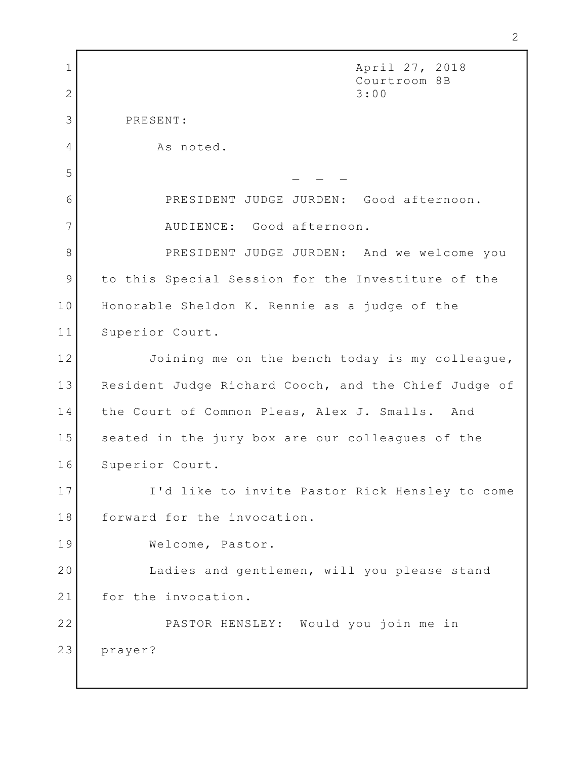April 27, 2018
Courtroom 8B
3:00

PRESENT:

As noted.

- - -

PRESIDENT JUDGE JURDEN: Good afternoon.

AUDIENCE: Good afternoon.

PRESIDENT JUDGE JURDEN: And we welcome you to this Special Session for the Investiture of the Honorable Sheldon K. Rennie as a judge of the Superior Court.

Joining me on the bench today is my colleague, Resident Judge Richard Cooch, and the Chief Judge of the Court of Common Pleas, Alex J. Smalls. And seated in the jury box are our colleagues of the Superior Court.

I'd like to invite Pastor Rick Hensley to come forward for the invocation.

Welcome, Pastor.

Ladies and gentlemen, will you please stand for the invocation.

PASTOR HENSLEY: Would you join me in prayer?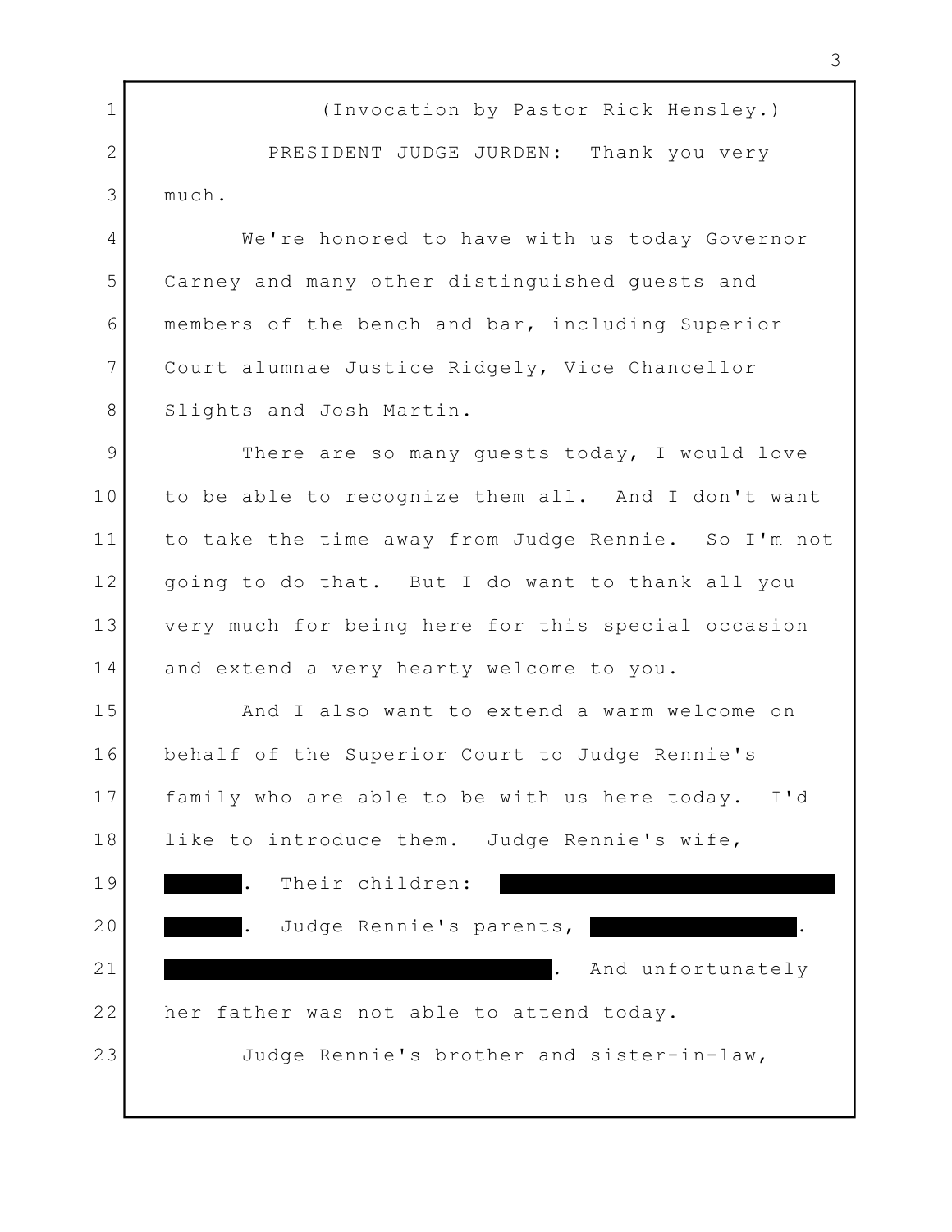(Invocation by Pastor Rick Hensley.)

PRESIDENT JUDGE JURDEN: Thank you very much.

We're honored to have with us today Governor Carney and many other distinguished guests and members of the bench and bar, including Superior Court alumnae Justice Ridgely, Vice Chancellor Slights and Josh Martin.

There are so many guests today, I would love to be able to recognize them all. And I don't want to take the time away from Judge Rennie. So I'm not going to do that. But I do want to thank all you very much for being here for this special occasion and extend a very hearty welcome to you.

And I also want to extend a warm welcome on behalf of the Superior Court to Judge Rennie's family who are able to be with us here today. I'd like to introduce them. Judge Rennie's wife, [REDACTED]. Their children: [REDACTED] [REDACTED]. Judge Rennie's parents, [REDACTED]. [REDACTED]. And unfortunately her father was not able to attend today.

Judge Rennie's brother and sister-in-law,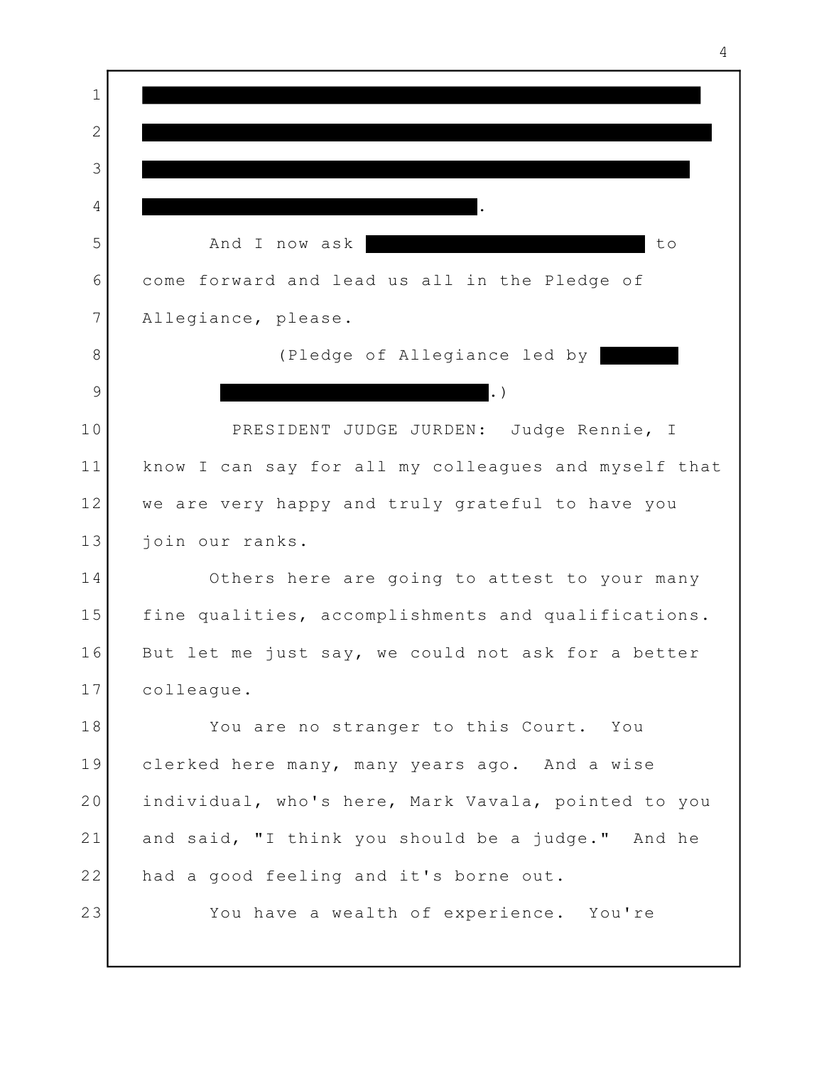[REDACTED]

And I now ask [REDACTED] to come forward and lead us all in the Pledge of Allegiance, please.

(Pledge of Allegiance led by [REDACTED].)

PRESIDENT JUDGE JURDEN: Judge Rennie, I know I can say for all my colleagues and myself that we are very happy and truly grateful to have you join our ranks.

Others here are going to attest to your many fine qualities, accomplishments and qualifications. But let me just say, we could not ask for a better colleague.

You are no stranger to this Court. You clerked here many, many years ago. And a wise individual, who's here, Mark Vavala, pointed to you and said, "I think you should be a judge." And he had a good feeling and it's borne out.

You have a wealth of experience. You're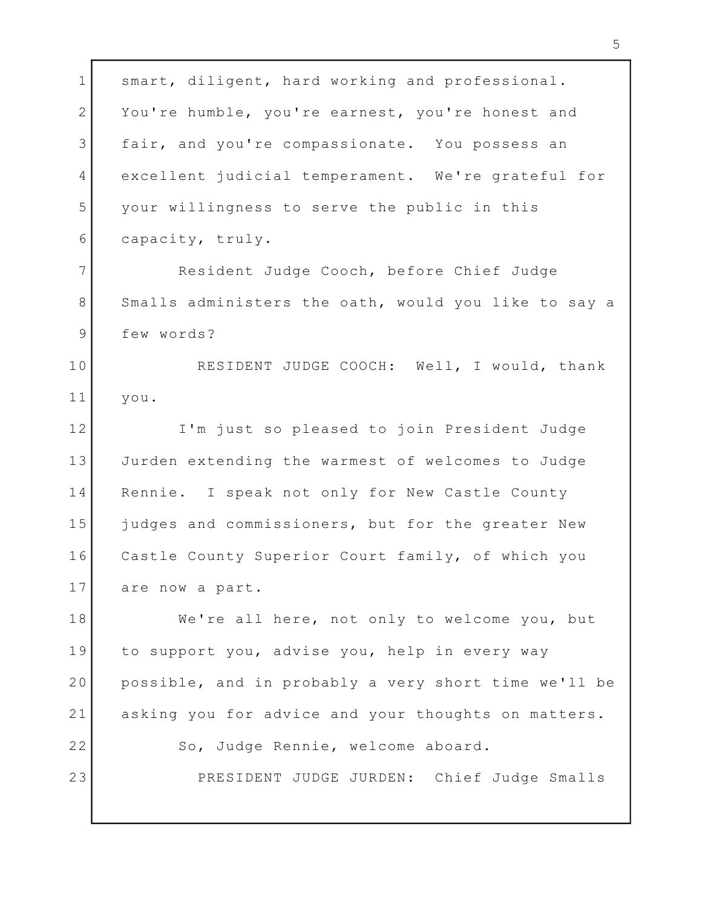smart, diligent, hard working and professional. You're humble, you're earnest, you're honest and fair, and you're compassionate. You possess an excellent judicial temperament. We're grateful for your willingness to serve the public in this capacity, truly.

Resident Judge Cooch, before Chief Judge Smalls administers the oath, would you like to say a few words?

RESIDENT JUDGE COOCH: Well, I would, thank you.

I'm just so pleased to join President Judge Jurden extending the warmest of welcomes to Judge Rennie. I speak not only for New Castle County judges and commissioners, but for the greater New Castle County Superior Court family, of which you are now a part.

We're all here, not only to welcome you, but to support you, advise you, help in every way possible, and in probably a very short time we'll be asking you for advice and your thoughts on matters.

So, Judge Rennie, welcome aboard.

PRESIDENT JUDGE JURDEN: Chief Judge Smalls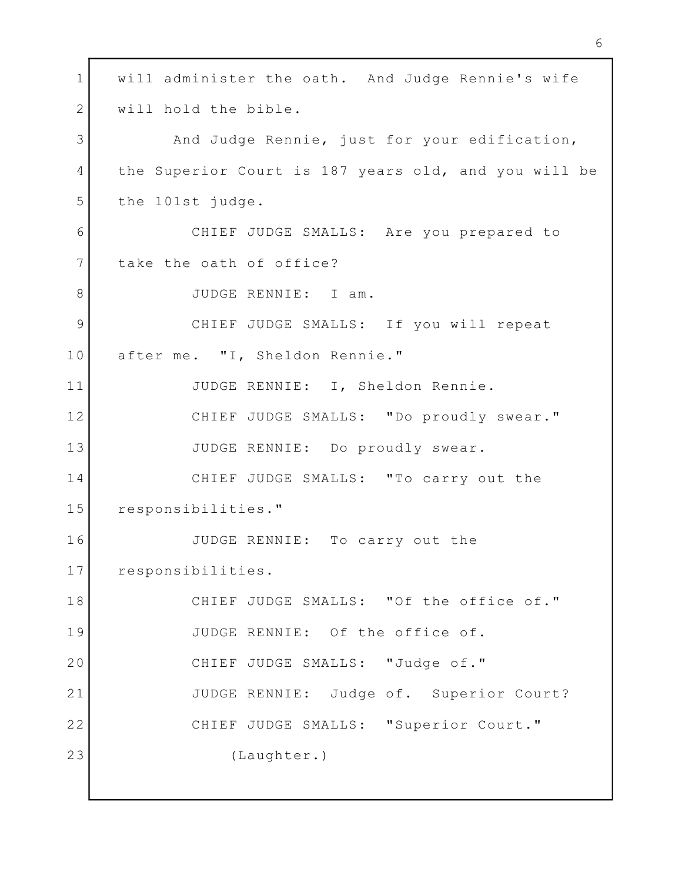will administer the oath. And Judge Rennie's wife will hold the bible.

And Judge Rennie, just for your edification, the Superior Court is 187 years old, and you will be the 101st judge.

CHIEF JUDGE SMALLS: Are you prepared to take the oath of office?

JUDGE RENNIE: I am.

CHIEF JUDGE SMALLS: If you will repeat after me. "I, Sheldon Rennie."

JUDGE RENNIE: I, Sheldon Rennie.

CHIEF JUDGE SMALLS: "Do proudly swear."

JUDGE RENNIE: Do proudly swear.

CHIEF JUDGE SMALLS: "To carry out the responsibilities."

JUDGE RENNIE: To carry out the responsibilities.

CHIEF JUDGE SMALLS: "Of the office of."

JUDGE RENNIE: Of the office of.

CHIEF JUDGE SMALLS: "Judge of."

JUDGE RENNIE: Judge of. Superior Court?

CHIEF JUDGE SMALLS: "Superior Court."

(Laughter.)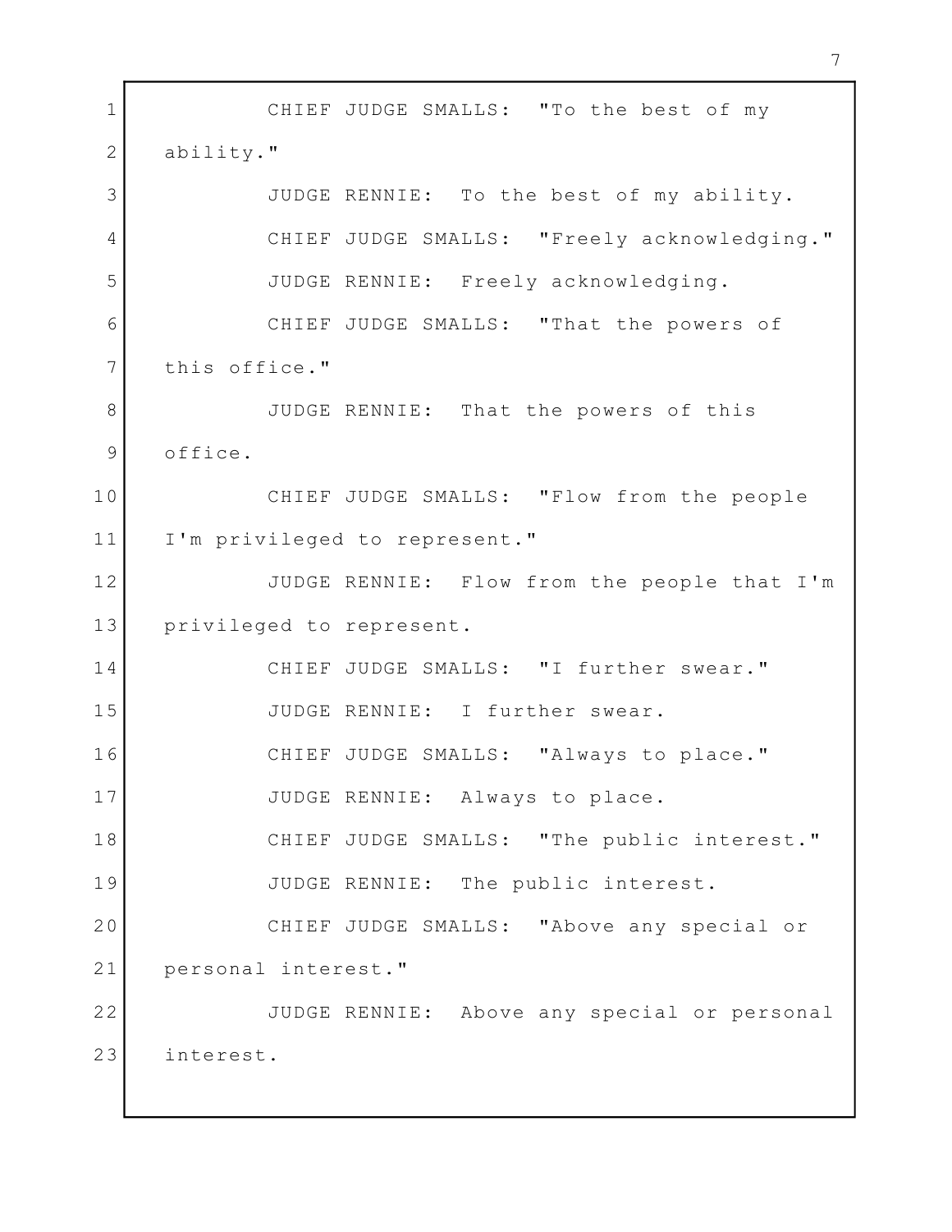CHIEF JUDGE SMALLS: "To the best of my ability."

JUDGE RENNIE: To the best of my ability.

CHIEF JUDGE SMALLS: "Freely acknowledging."

JUDGE RENNIE: Freely acknowledging.

CHIEF JUDGE SMALLS: "That the powers of this office."

JUDGE RENNIE: That the powers of this office.

CHIEF JUDGE SMALLS: "Flow from the people I'm privileged to represent."

JUDGE RENNIE: Flow from the people that I'm privileged to represent.

CHIEF JUDGE SMALLS: "I further swear."

JUDGE RENNIE: I further swear.

CHIEF JUDGE SMALLS: "Always to place."

JUDGE RENNIE: Always to place.

CHIEF JUDGE SMALLS: "The public interest."

JUDGE RENNIE: The public interest.

CHIEF JUDGE SMALLS: "Above any special or personal interest."

JUDGE RENNIE: Above any special or personal interest.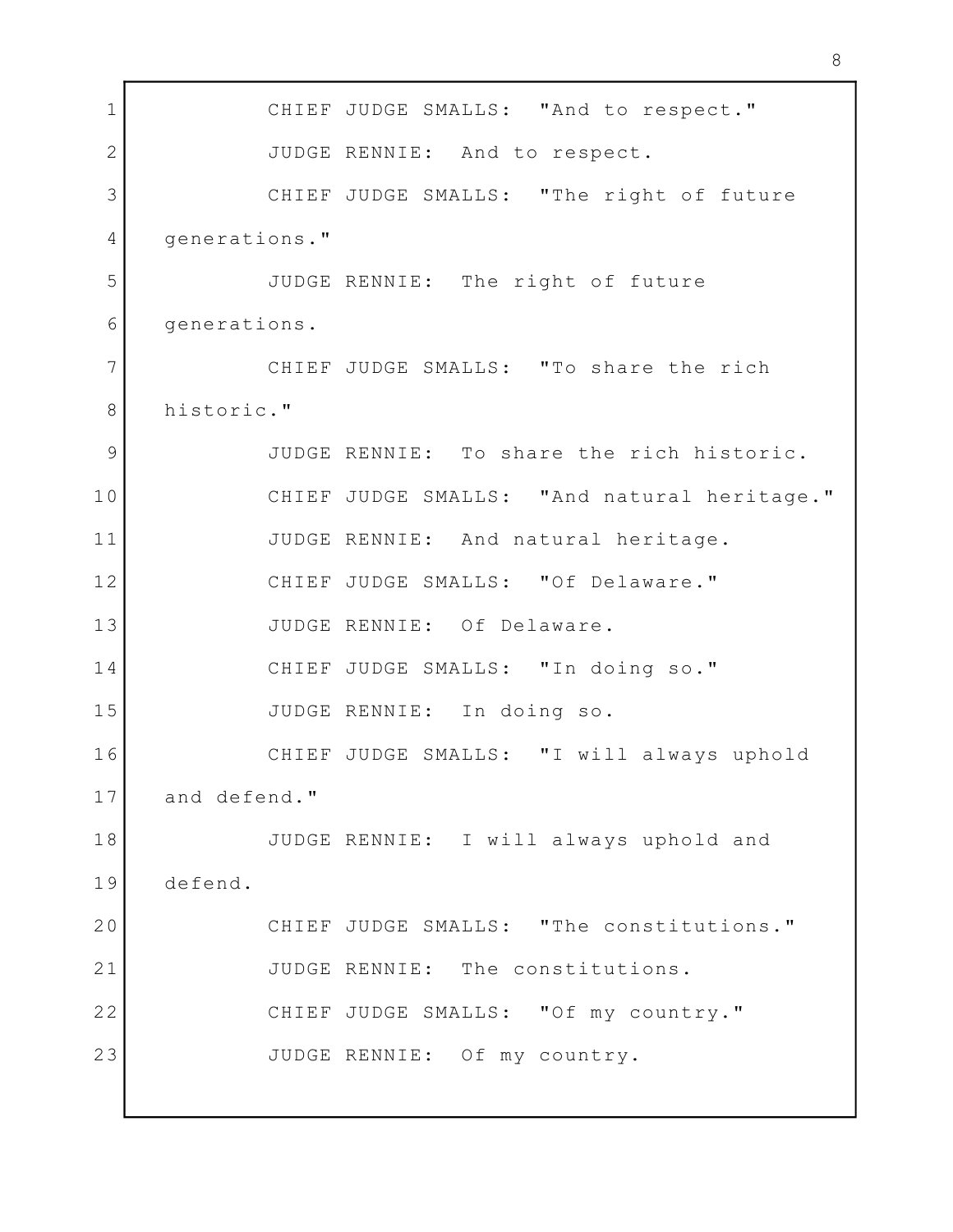CHIEF JUDGE SMALLS: "And to respect."

JUDGE RENNIE: And to respect.

CHIEF JUDGE SMALLS: "The right of future generations."

JUDGE RENNIE: The right of future generations.

CHIEF JUDGE SMALLS: "To share the rich historic."

JUDGE RENNIE: To share the rich historic.

CHIEF JUDGE SMALLS: "And natural heritage."

JUDGE RENNIE: And natural heritage.

CHIEF JUDGE SMALLS: "Of Delaware."

JUDGE RENNIE: Of Delaware.

CHIEF JUDGE SMALLS: "In doing so."

JUDGE RENNIE: In doing so.

CHIEF JUDGE SMALLS: "I will always uphold and defend."

JUDGE RENNIE: I will always uphold and defend.

CHIEF JUDGE SMALLS: "The constitutions."

JUDGE RENNIE: The constitutions.

CHIEF JUDGE SMALLS: "Of my country."

JUDGE RENNIE: Of my country.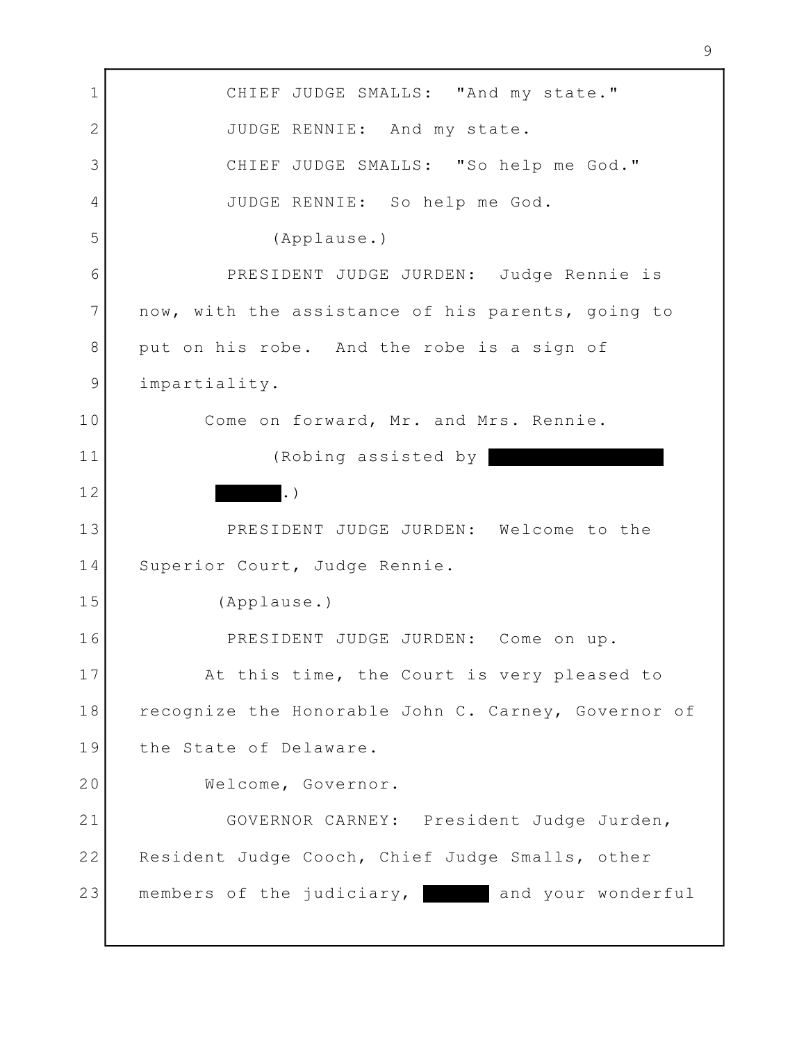CHIEF JUDGE SMALLS: "And my state."

JUDGE RENNIE: And my state.

CHIEF JUDGE SMALLS: "So help me God."

JUDGE RENNIE: So help me God.

(Applause.)

PRESIDENT JUDGE JURDEN: Judge Rennie is now, with the assistance of his parents, going to put on his robe. And the robe is a sign of impartiality.

Come on forward, Mr. and Mrs. Rennie.

(Robing assisted by [REDACTED] [REDACTED].)

PRESIDENT JUDGE JURDEN: Welcome to the Superior Court, Judge Rennie.

(Applause.)

PRESIDENT JUDGE JURDEN: Come on up.

At this time, the Court is very pleased to recognize the Honorable John C. Carney, Governor of the State of Delaware.

Welcome, Governor.

GOVERNOR CARNEY: President Judge Jurden, Resident Judge Cooch, Chief Judge Smalls, other members of the judiciary, [REDACTED] and your wonderful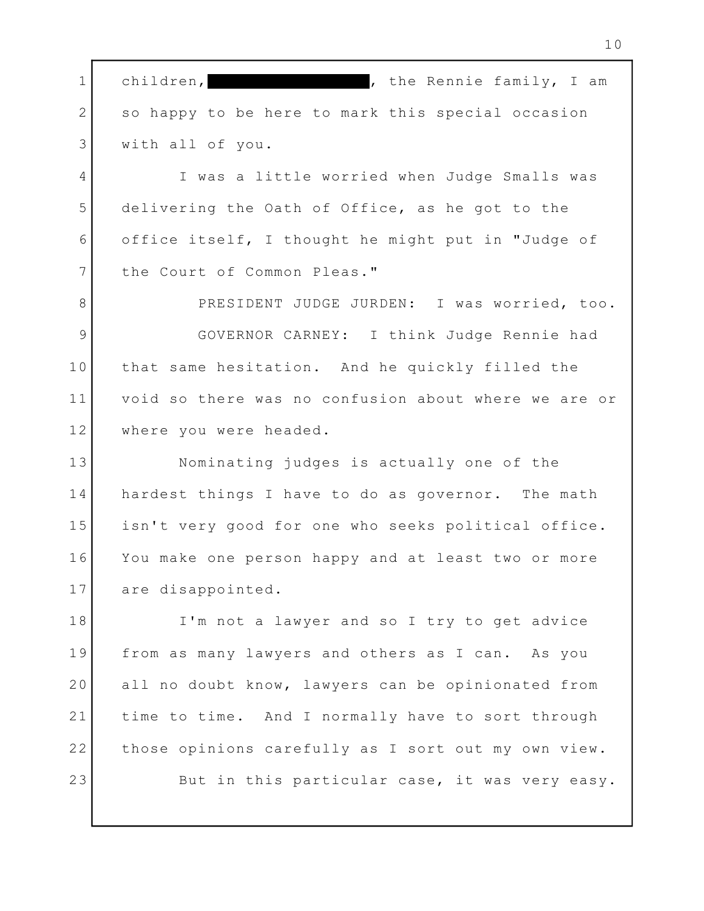children, ███████████████, the Rennie family, I am so happy to be here to mark this special occasion with all of you.

I was a little worried when Judge Smalls was delivering the Oath of Office, as he got to the office itself, I thought he might put in "Judge of the Court of Common Pleas."

PRESIDENT JUDGE JURDEN: I was worried, too.

GOVERNOR CARNEY: I think Judge Rennie had that same hesitation. And he quickly filled the void so there was no confusion about where we are or where you were headed.

Nominating judges is actually one of the hardest things I have to do as governor. The math isn't very good for one who seeks political office. You make one person happy and at least two or more are disappointed.

I'm not a lawyer and so I try to get advice from as many lawyers and others as I can. As you all no doubt know, lawyers can be opinionated from time to time. And I normally have to sort through those opinions carefully as I sort out my own view.

But in this particular case, it was very easy.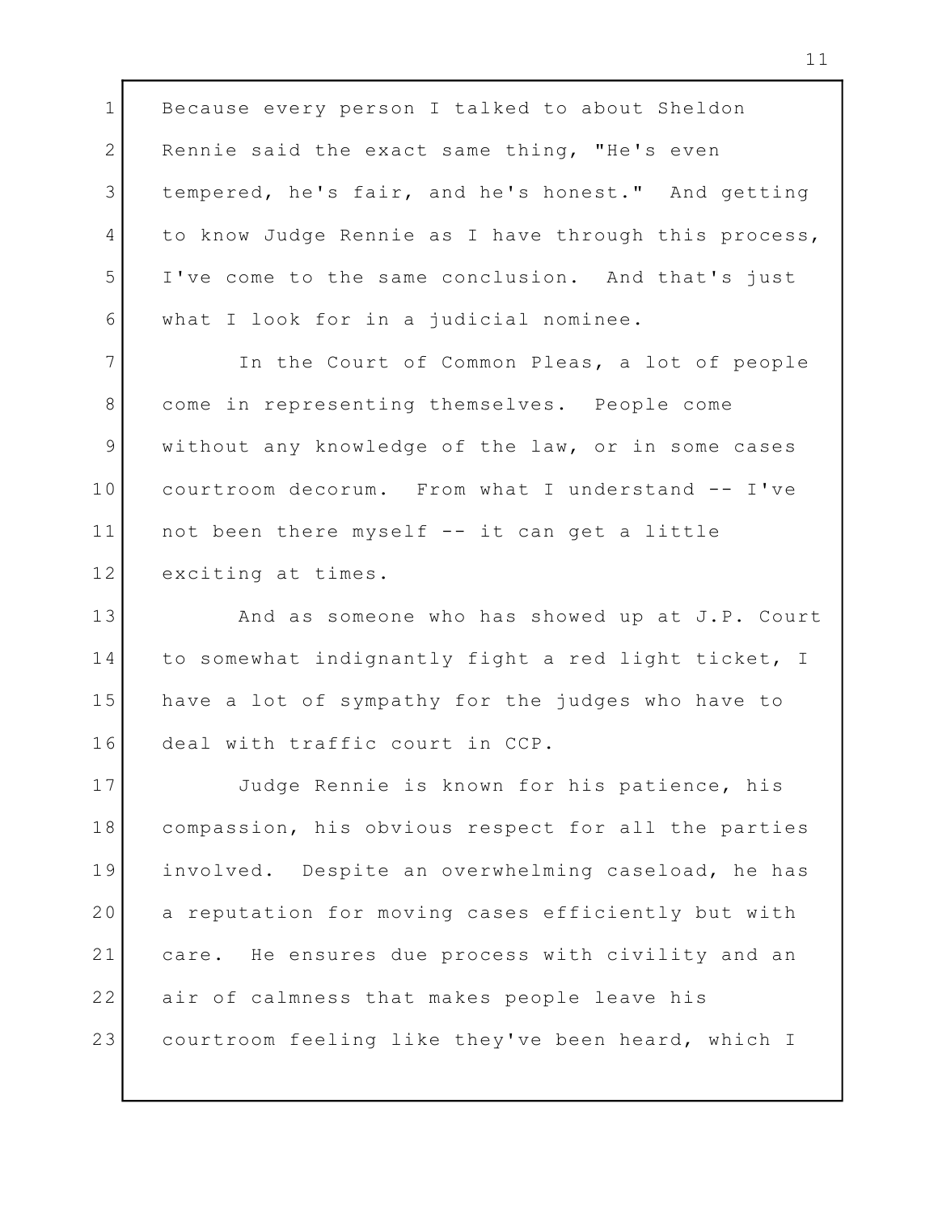Because every person I talked to about Sheldon Rennie said the exact same thing, "He's even tempered, he's fair, and he's honest." And getting to know Judge Rennie as I have through this process, I've come to the same conclusion. And that's just what I look for in a judicial nominee.

In the Court of Common Pleas, a lot of people come in representing themselves. People come without any knowledge of the law, or in some cases courtroom decorum. From what I understand -- I've not been there myself -- it can get a little exciting at times.

And as someone who has showed up at J.P. Court to somewhat indignantly fight a red light ticket, I have a lot of sympathy for the judges who have to deal with traffic court in CCP.

Judge Rennie is known for his patience, his compassion, his obvious respect for all the parties involved. Despite an overwhelming caseload, he has a reputation for moving cases efficiently but with care. He ensures due process with civility and an air of calmness that makes people leave his courtroom feeling like they've been heard, which I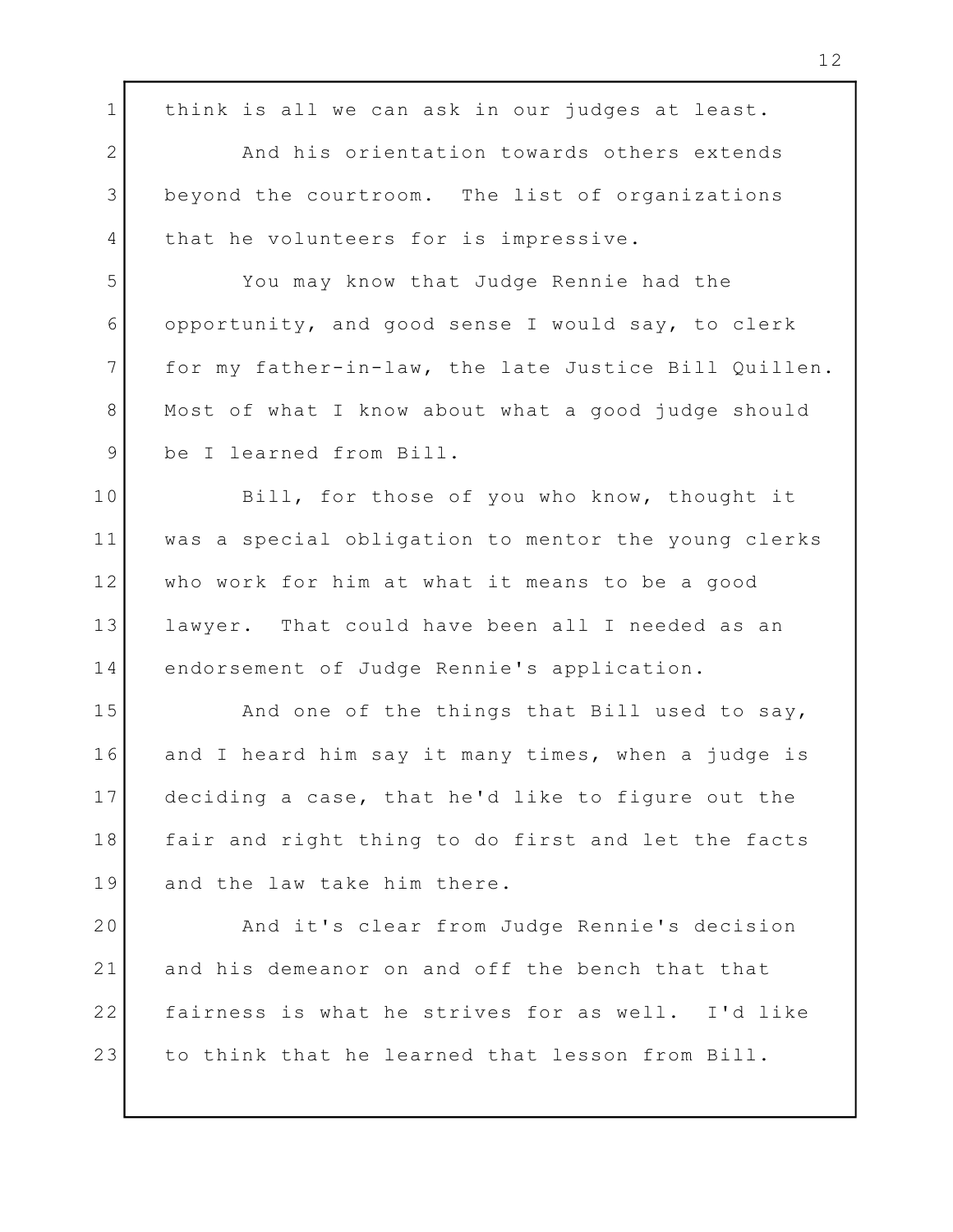think is all we can ask in our judges at least.

And his orientation towards others extends beyond the courtroom. The list of organizations that he volunteers for is impressive.

You may know that Judge Rennie had the opportunity, and good sense I would say, to clerk for my father-in-law, the late Justice Bill Quillen. Most of what I know about what a good judge should be I learned from Bill.

Bill, for those of you who know, thought it was a special obligation to mentor the young clerks who work for him at what it means to be a good lawyer. That could have been all I needed as an endorsement of Judge Rennie's application.

And one of the things that Bill used to say, and I heard him say it many times, when a judge is deciding a case, that he'd like to figure out the fair and right thing to do first and let the facts and the law take him there.

And it's clear from Judge Rennie's decision and his demeanor on and off the bench that that fairness is what he strives for as well. I'd like to think that he learned that lesson from Bill.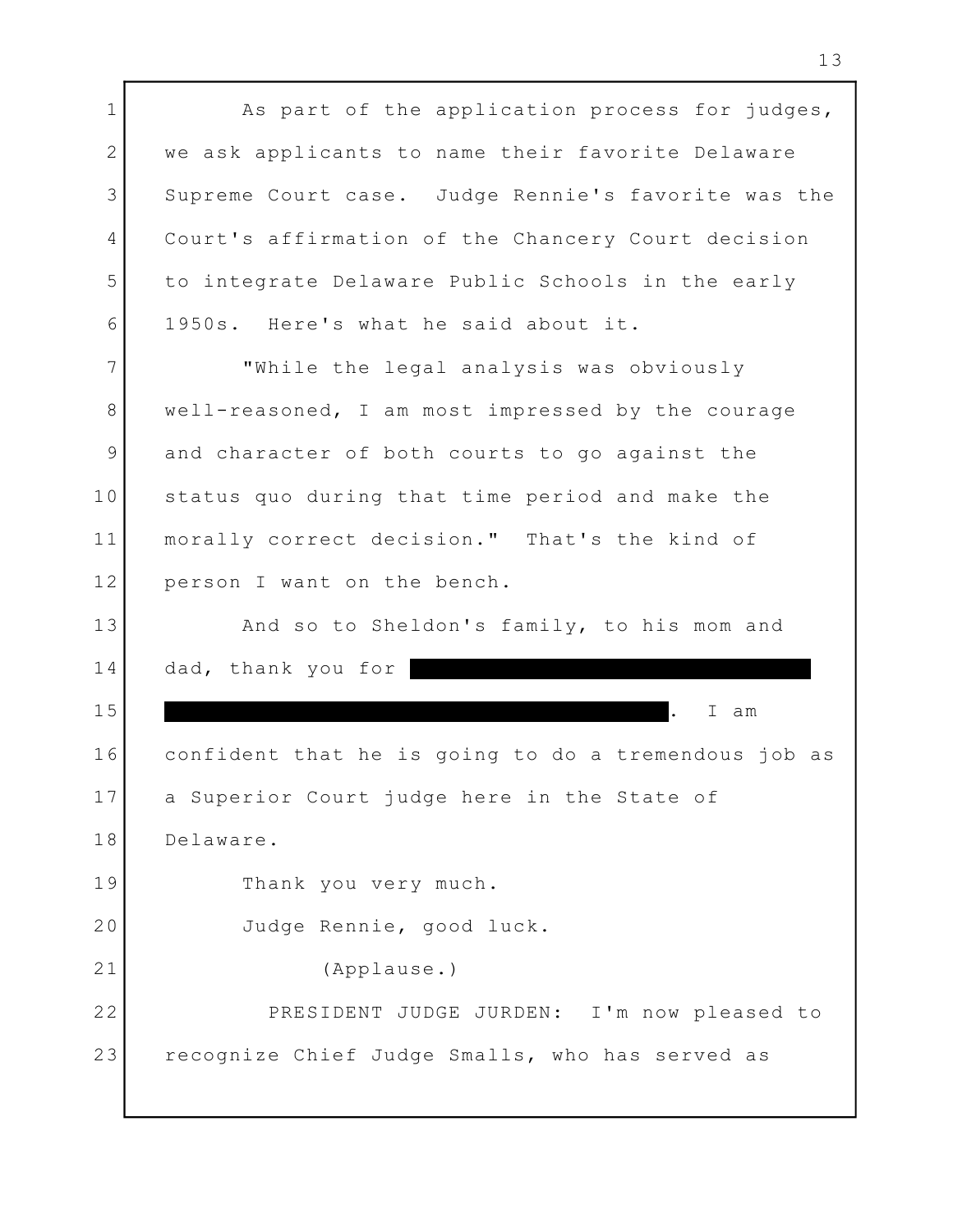As part of the application process for judges, we ask applicants to name their favorite Delaware Supreme Court case. Judge Rennie's favorite was the Court's affirmation of the Chancery Court decision to integrate Delaware Public Schools in the early 1950s. Here's what he said about it.

"While the legal analysis was obviously well-reasoned, I am most impressed by the courage and character of both courts to go against the status quo during that time period and make the morally correct decision." That's the kind of person I want on the bench.

And so to Sheldon's family, to his mom and dad, thank you for [REDACTED]. I am confident that he is going to do a tremendous job as a Superior Court judge here in the State of Delaware.

Thank you very much.

Judge Rennie, good luck.

(Applause.)

PRESIDENT JUDGE JURDEN: I'm now pleased to recognize Chief Judge Smalls, who has served as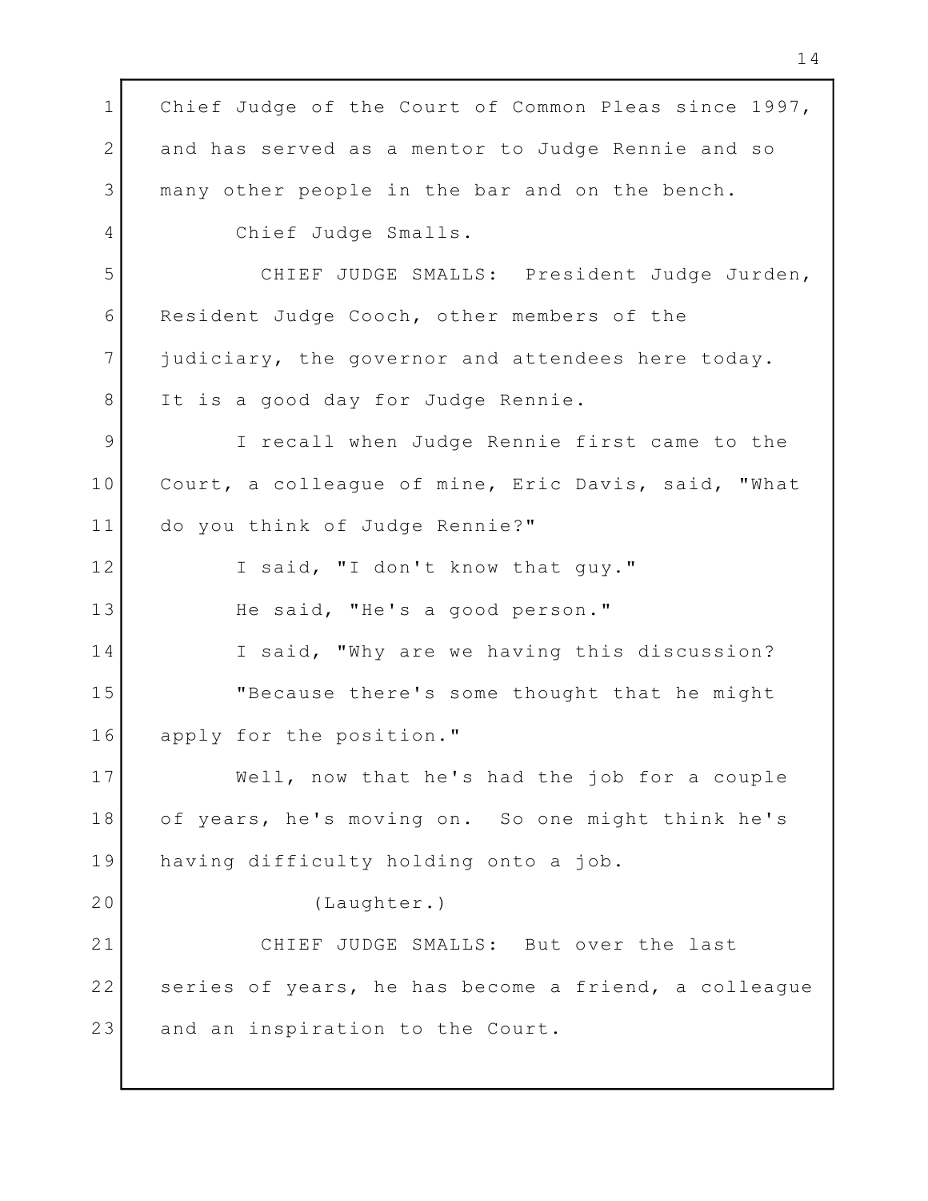Chief Judge of the Court of Common Pleas since 1997, and has served as a mentor to Judge Rennie and so many other people in the bar and on the bench.

Chief Judge Smalls.

CHIEF JUDGE SMALLS: President Judge Jurden, Resident Judge Cooch, other members of the judiciary, the governor and attendees here today. It is a good day for Judge Rennie.

I recall when Judge Rennie first came to the Court, a colleague of mine, Eric Davis, said, "What do you think of Judge Rennie?"

I said, "I don't know that guy."

He said, "He's a good person."

I said, "Why are we having this discussion?

"Because there's some thought that he might apply for the position."

Well, now that he's had the job for a couple of years, he's moving on. So one might think he's having difficulty holding onto a job.

(Laughter.)

CHIEF JUDGE SMALLS: But over the last series of years, he has become a friend, a colleague and an inspiration to the Court.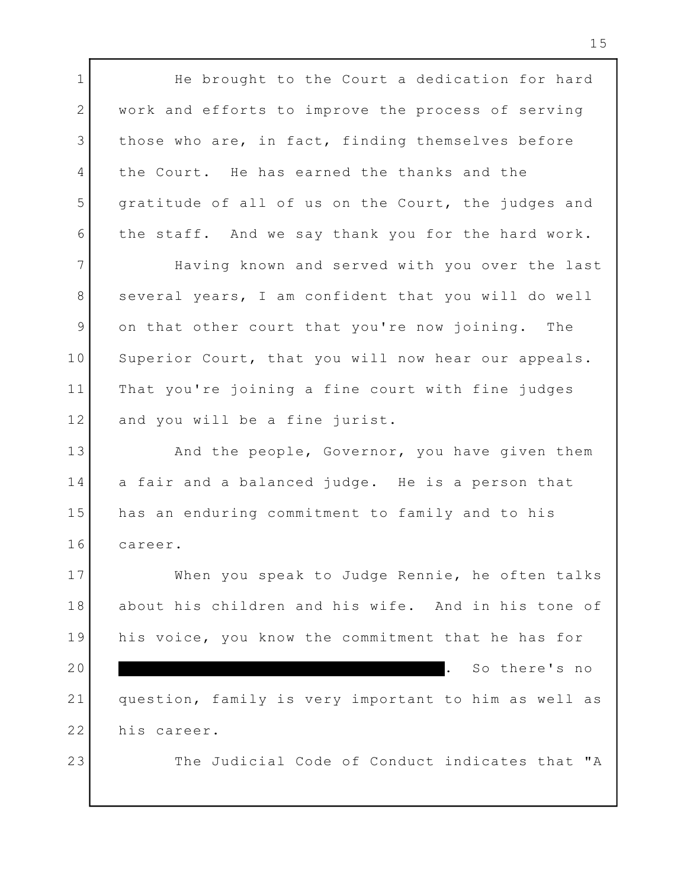He brought to the Court a dedication for hard work and efforts to improve the process of serving those who are, in fact, finding themselves before the Court. He has earned the thanks and the gratitude of all of us on the Court, the judges and the staff. And we say thank you for the hard work.

Having known and served with you over the last several years, I am confident that you will do well on that other court that you're now joining. The Superior Court, that you will now hear our appeals. That you're joining a fine court with fine judges and you will be a fine jurist.

And the people, Governor, you have given them a fair and a balanced judge. He is a person that has an enduring commitment to family and to his career.

When you speak to Judge Rennie, he often talks about his children and his wife. And in his tone of his voice, you know the commitment that he has for [REDACTED]. So there's no question, family is very important to him as well as his career.

The Judicial Code of Conduct indicates that "A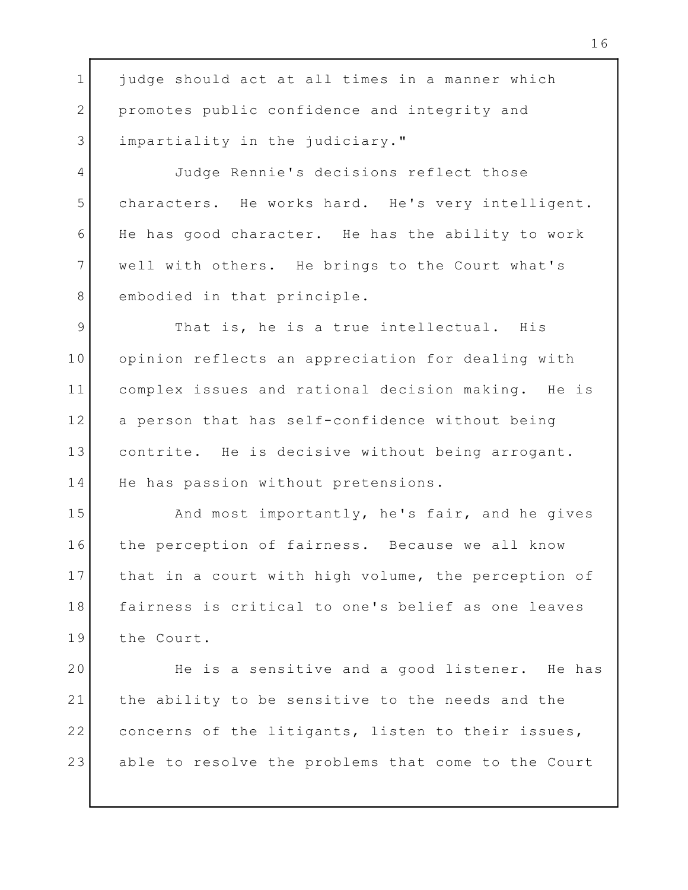judge should act at all times in a manner which promotes public confidence and integrity and impartiality in the judiciary."

Judge Rennie's decisions reflect those characters. He works hard. He's very intelligent. He has good character. He has the ability to work well with others. He brings to the Court what's embodied in that principle.

That is, he is a true intellectual. His opinion reflects an appreciation for dealing with complex issues and rational decision making. He is a person that has self-confidence without being contrite. He is decisive without being arrogant. He has passion without pretensions.

And most importantly, he's fair, and he gives the perception of fairness. Because we all know that in a court with high volume, the perception of fairness is critical to one's belief as one leaves the Court.

He is a sensitive and a good listener. He has the ability to be sensitive to the needs and the concerns of the litigants, listen to their issues, able to resolve the problems that come to the Court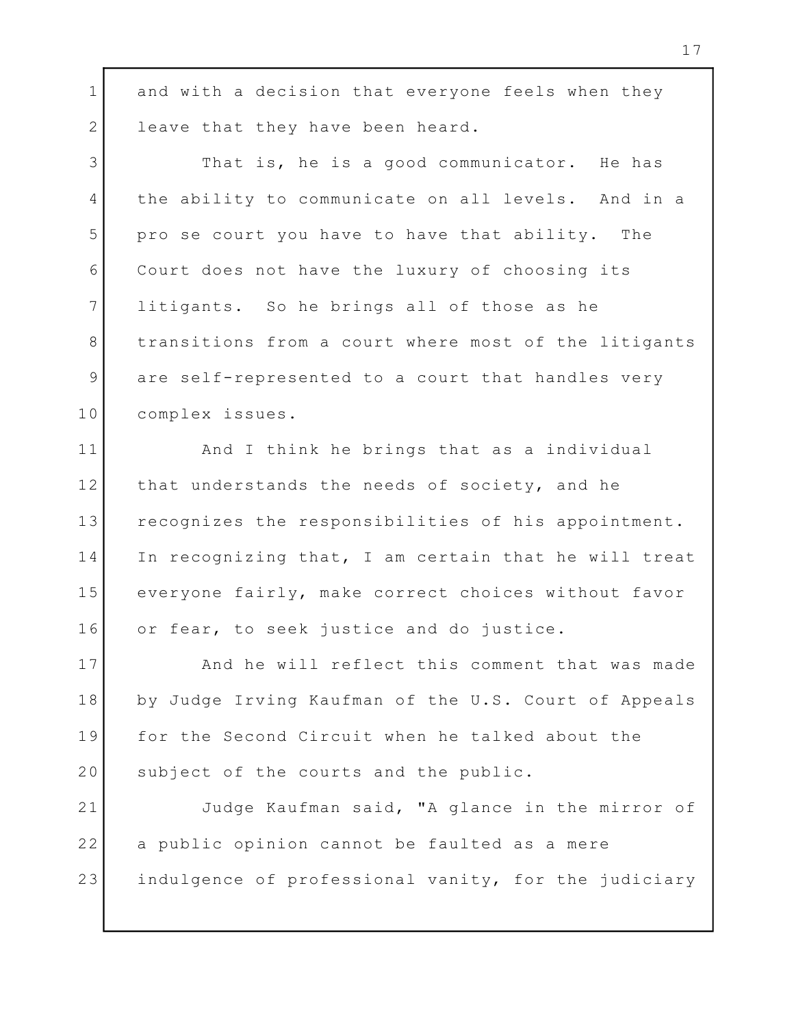and with a decision that everyone feels when they leave that they have been heard.

That is, he is a good communicator. He has the ability to communicate on all levels. And in a pro se court you have to have that ability. The Court does not have the luxury of choosing its litigants. So he brings all of those as he transitions from a court where most of the litigants are self-represented to a court that handles very complex issues.

And I think he brings that as a individual that understands the needs of society, and he recognizes the responsibilities of his appointment. In recognizing that, I am certain that he will treat everyone fairly, make correct choices without favor or fear, to seek justice and do justice.

And he will reflect this comment that was made by Judge Irving Kaufman of the U.S. Court of Appeals for the Second Circuit when he talked about the subject of the courts and the public.

Judge Kaufman said, "A glance in the mirror of a public opinion cannot be faulted as a mere indulgence of professional vanity, for the judiciary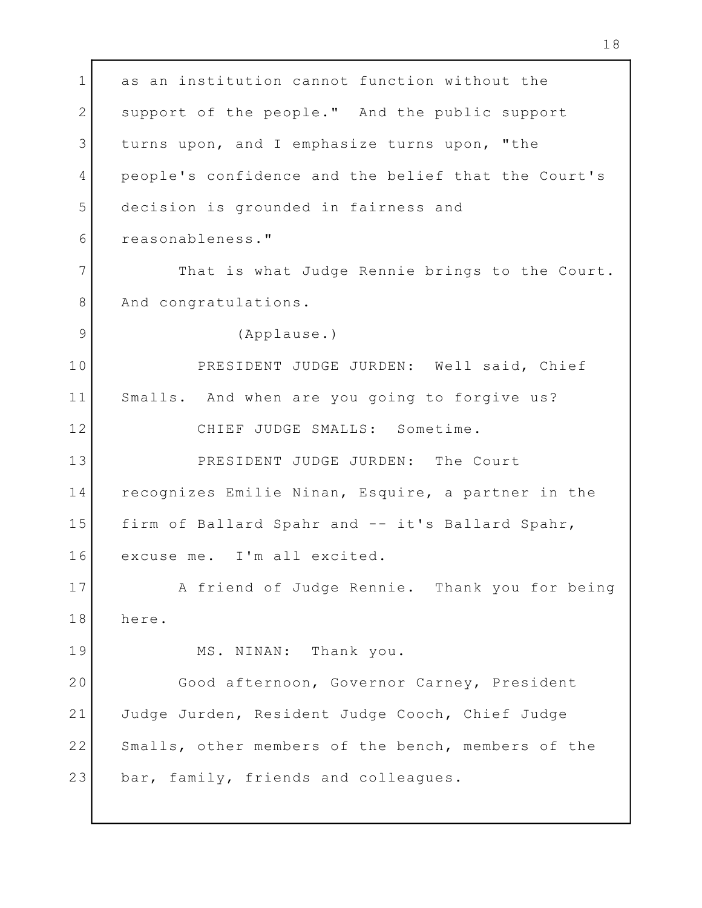as an institution cannot function without the support of the people." And the public support turns upon, and I emphasize turns upon, "the people's confidence and the belief that the Court's decision is grounded in fairness and reasonableness."

That is what Judge Rennie brings to the Court. And congratulations.

(Applause.)

PRESIDENT JUDGE JURDEN: Well said, Chief Smalls. And when are you going to forgive us?

CHIEF JUDGE SMALLS: Sometime.

PRESIDENT JUDGE JURDEN: The Court recognizes Emilie Ninan, Esquire, a partner in the firm of Ballard Spahr and -- it's Ballard Spahr, excuse me. I'm all excited.

A friend of Judge Rennie. Thank you for being here.

MS. NINAN: Thank you.

Good afternoon, Governor Carney, President Judge Jurden, Resident Judge Cooch, Chief Judge Smalls, other members of the bench, members of the bar, family, friends and colleagues.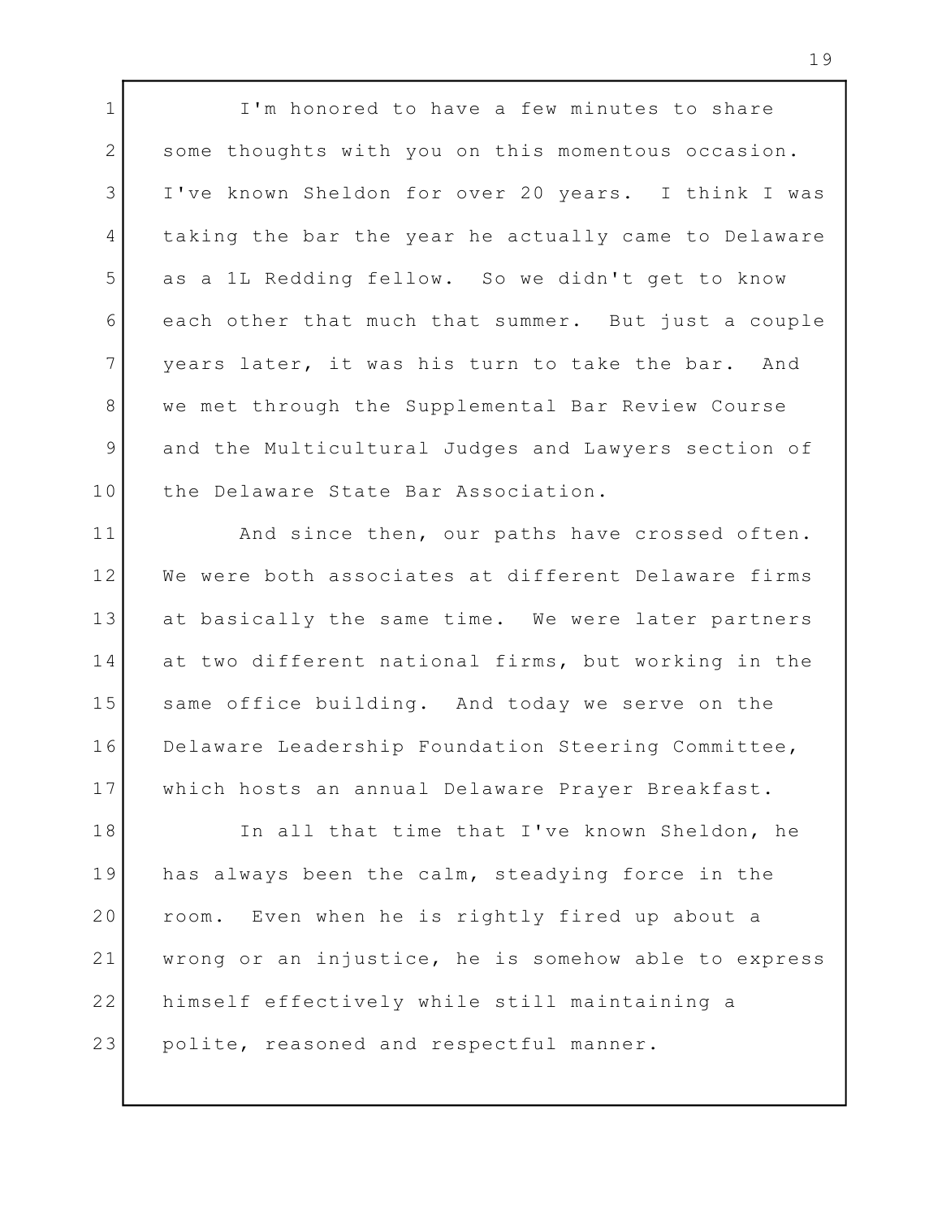I'm honored to have a few minutes to share some thoughts with you on this momentous occasion. I've known Sheldon for over 20 years. I think I was taking the bar the year he actually came to Delaware as a 1L Redding fellow. So we didn't get to know each other that much that summer. But just a couple years later, it was his turn to take the bar. And we met through the Supplemental Bar Review Course and the Multicultural Judges and Lawyers section of the Delaware State Bar Association.

And since then, our paths have crossed often. We were both associates at different Delaware firms at basically the same time. We were later partners at two different national firms, but working in the same office building. And today we serve on the Delaware Leadership Foundation Steering Committee, which hosts an annual Delaware Prayer Breakfast.

In all that time that I've known Sheldon, he has always been the calm, steadying force in the room. Even when he is rightly fired up about a wrong or an injustice, he is somehow able to express himself effectively while still maintaining a polite, reasoned and respectful manner.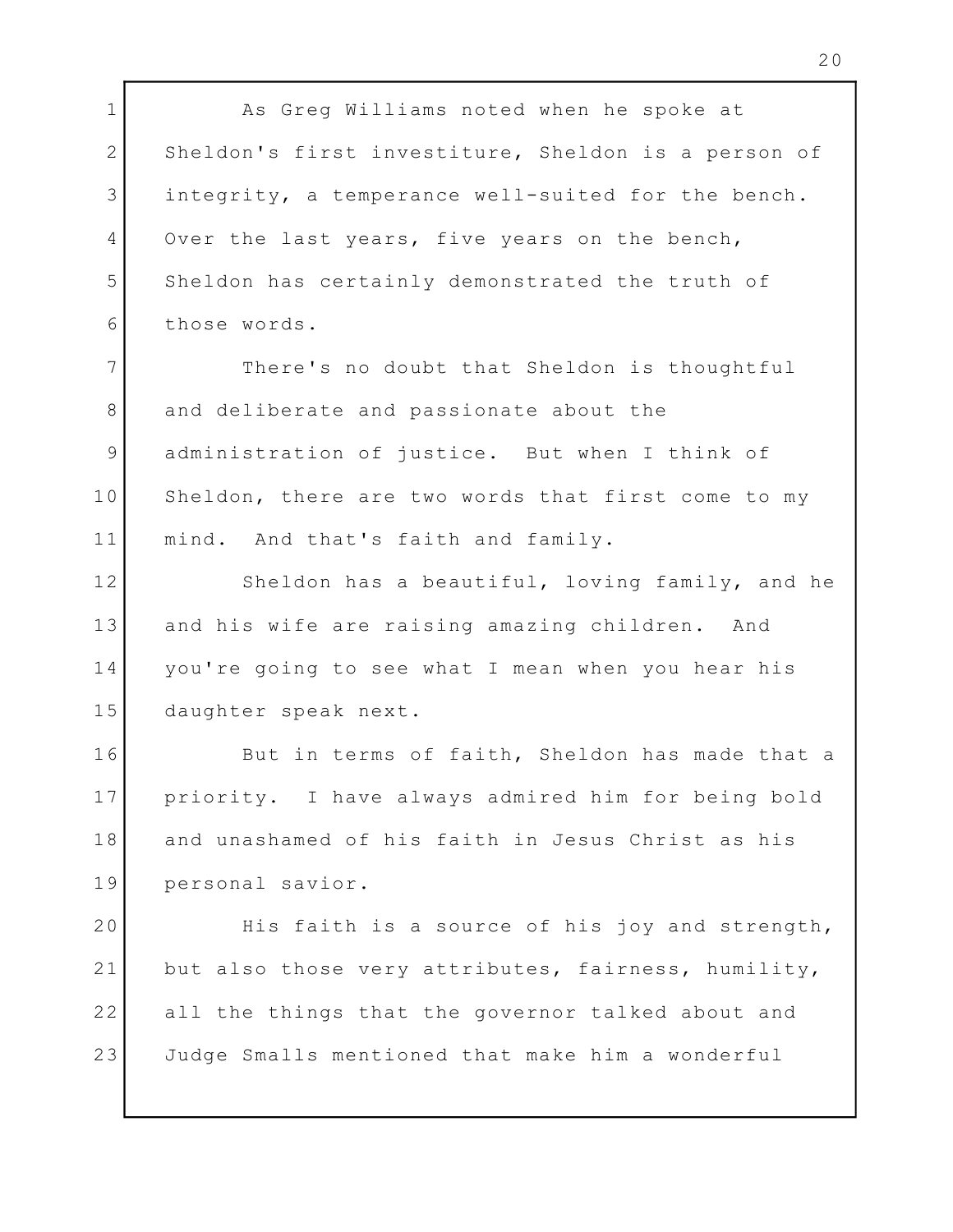As Greg Williams noted when he spoke at Sheldon's first investiture, Sheldon is a person of integrity, a temperance well-suited for the bench. Over the last years, five years on the bench, Sheldon has certainly demonstrated the truth of those words.

There's no doubt that Sheldon is thoughtful and deliberate and passionate about the administration of justice. But when I think of Sheldon, there are two words that first come to my mind. And that's faith and family.

Sheldon has a beautiful, loving family, and he and his wife are raising amazing children. And you're going to see what I mean when you hear his daughter speak next.

But in terms of faith, Sheldon has made that a priority. I have always admired him for being bold and unashamed of his faith in Jesus Christ as his personal savior.

His faith is a source of his joy and strength, but also those very attributes, fairness, humility, all the things that the governor talked about and Judge Smalls mentioned that make him a wonderful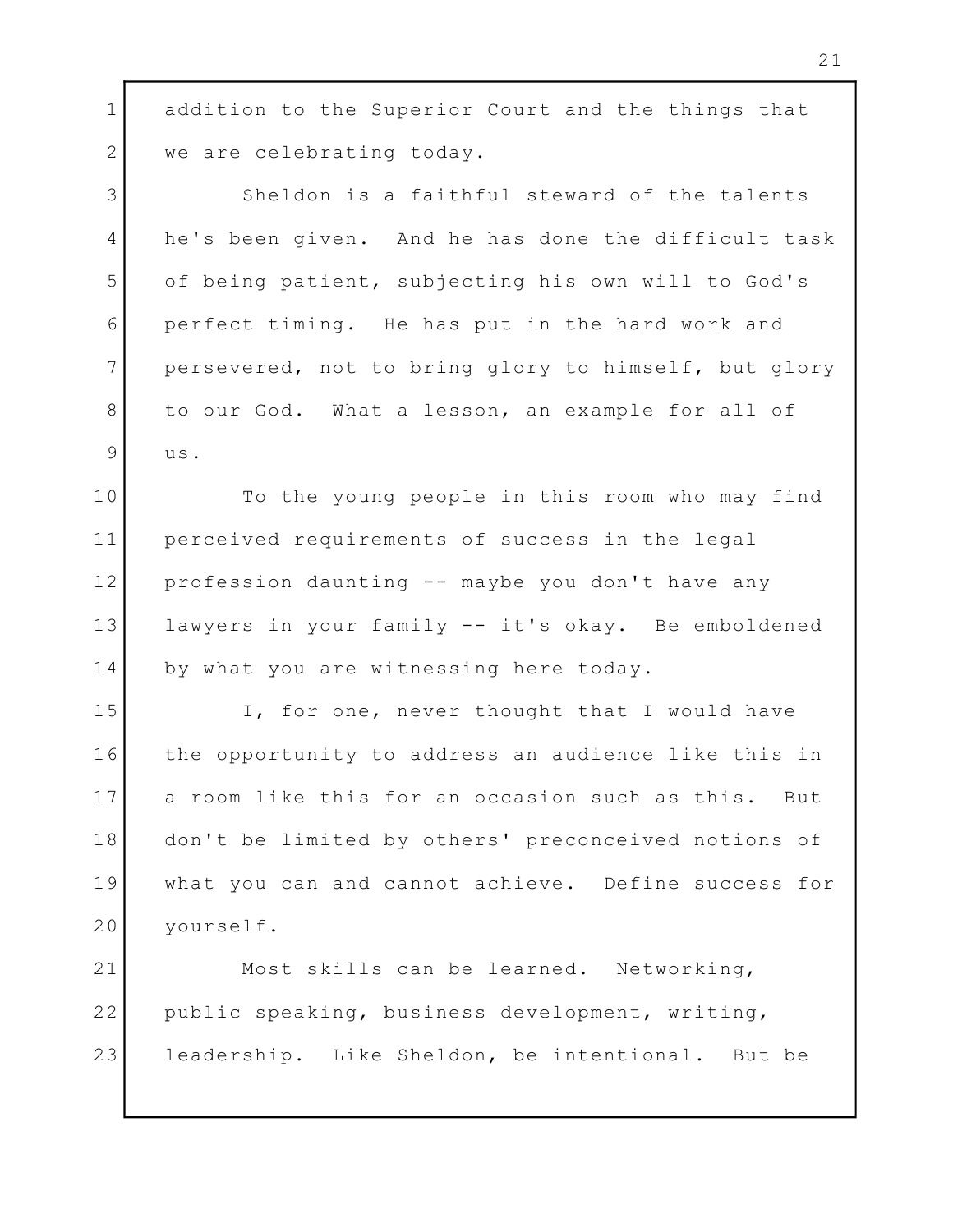addition to the Superior Court and the things that we are celebrating today.

Sheldon is a faithful steward of the talents he's been given. And he has done the difficult task of being patient, subjecting his own will to God's perfect timing. He has put in the hard work and persevered, not to bring glory to himself, but glory to our God. What a lesson, an example for all of us.

To the young people in this room who may find perceived requirements of success in the legal profession daunting -- maybe you don't have any lawyers in your family -- it's okay. Be emboldened by what you are witnessing here today.

I, for one, never thought that I would have the opportunity to address an audience like this in a room like this for an occasion such as this. But don't be limited by others' preconceived notions of what you can and cannot achieve. Define success for yourself.

Most skills can be learned. Networking, public speaking, business development, writing, leadership. Like Sheldon, be intentional. But be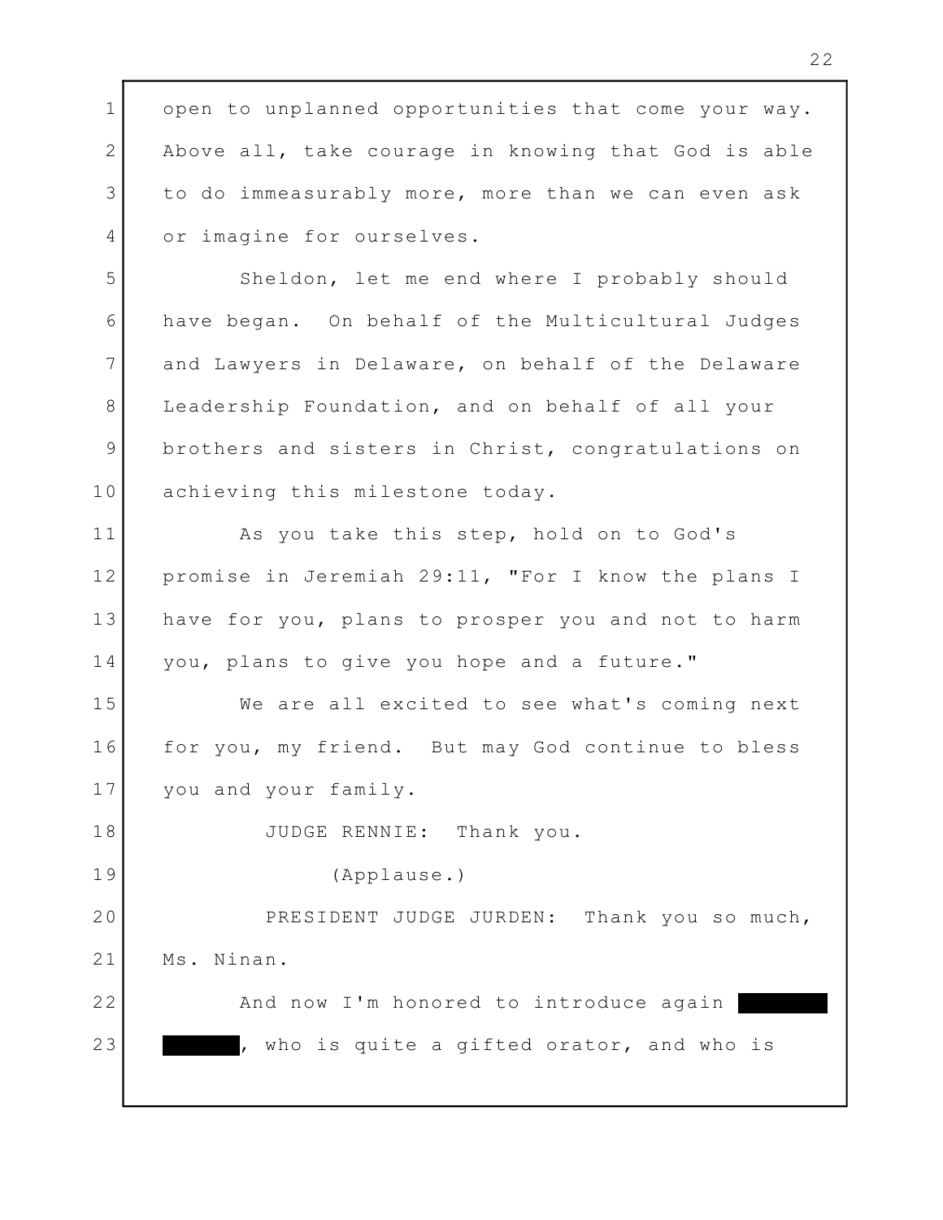open to unplanned opportunities that come your way. Above all, take courage in knowing that God is able to do immeasurably more, more than we can even ask or imagine for ourselves.

Sheldon, let me end where I probably should have began. On behalf of the Multicultural Judges and Lawyers in Delaware, on behalf of the Delaware Leadership Foundation, and on behalf of all your brothers and sisters in Christ, congratulations on achieving this milestone today.

As you take this step, hold on to God's promise in Jeremiah 29:11, "For I know the plans I have for you, plans to prosper you and not to harm you, plans to give you hope and a future."

We are all excited to see what's coming next for you, my friend. But may God continue to bless you and your family.

JUDGE RENNIE: Thank you.

(Applause.)

PRESIDENT JUDGE JURDEN: Thank you so much, Ms. Ninan.

And now I'm honored to introduce again ████████ ███████, who is quite a gifted orator, and who is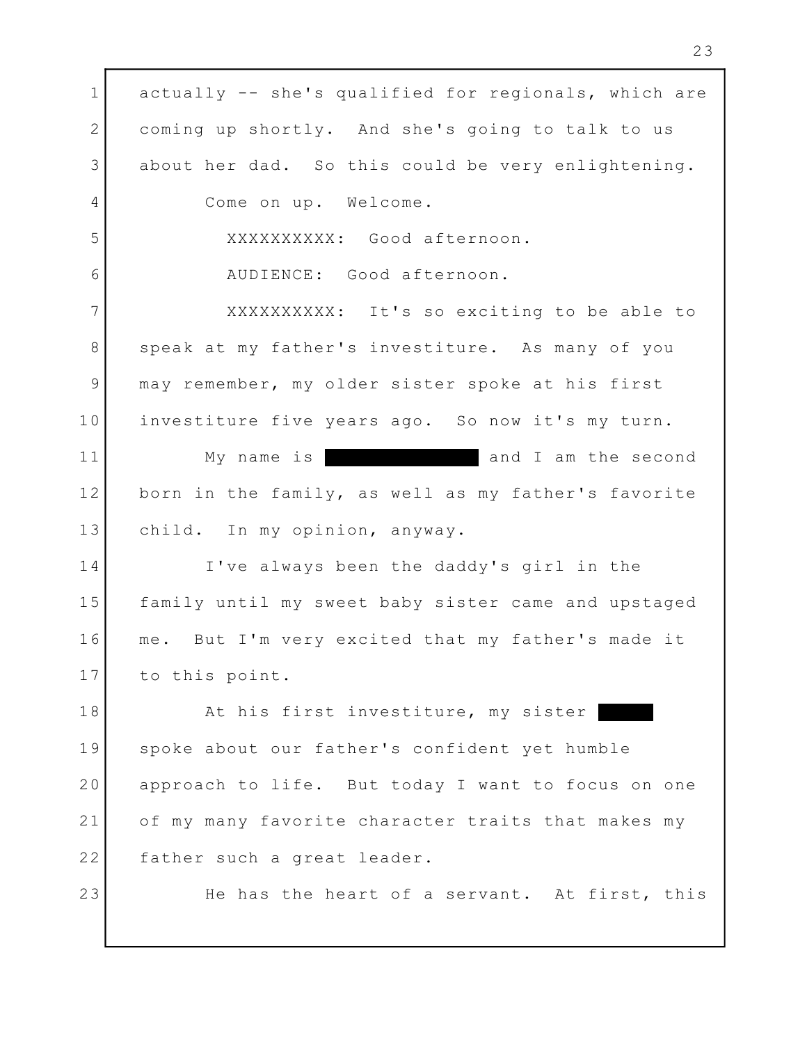actually -- she's qualified for regionals, which are coming up shortly. And she's going to talk to us about her dad. So this could be very enlightening.

Come on up. Welcome.

XXXXXXXXXX: Good afternoon.

AUDIENCE: Good afternoon.

XXXXXXXXXX: It's so exciting to be able to speak at my father's investiture. As many of you may remember, my older sister spoke at his first investiture five years ago. So now it's my turn.

My name is ██████████ and I am the second born in the family, as well as my father's favorite child. In my opinion, anyway.

I've always been the daddy's girl in the family until my sweet baby sister came and upstaged me. But I'm very excited that my father's made it to this point.

At his first investiture, my sister ████ spoke about our father's confident yet humble approach to life. But today I want to focus on one of my many favorite character traits that makes my father such a great leader.

He has the heart of a servant. At first, this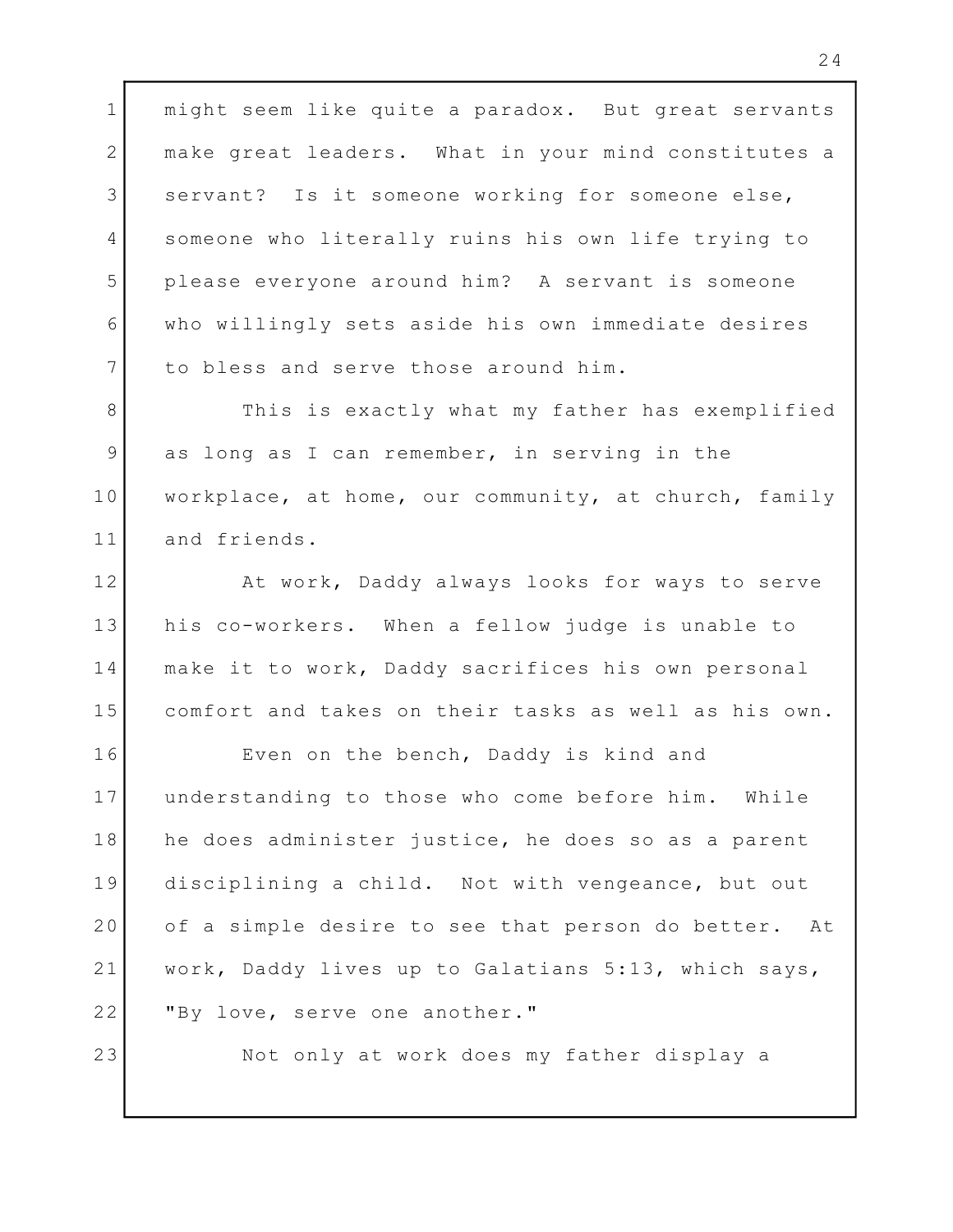might seem like quite a paradox. But great servants make great leaders. What in your mind constitutes a servant? Is it someone working for someone else, someone who literally ruins his own life trying to please everyone around him? A servant is someone who willingly sets aside his own immediate desires to bless and serve those around him.

This is exactly what my father has exemplified as long as I can remember, in serving in the workplace, at home, our community, at church, family and friends.

At work, Daddy always looks for ways to serve his co-workers. When a fellow judge is unable to make it to work, Daddy sacrifices his own personal comfort and takes on their tasks as well as his own.

Even on the bench, Daddy is kind and understanding to those who come before him. While he does administer justice, he does so as a parent disciplining a child. Not with vengeance, but out of a simple desire to see that person do better. At work, Daddy lives up to Galatians 5:13, which says, "By love, serve one another."

Not only at work does my father display a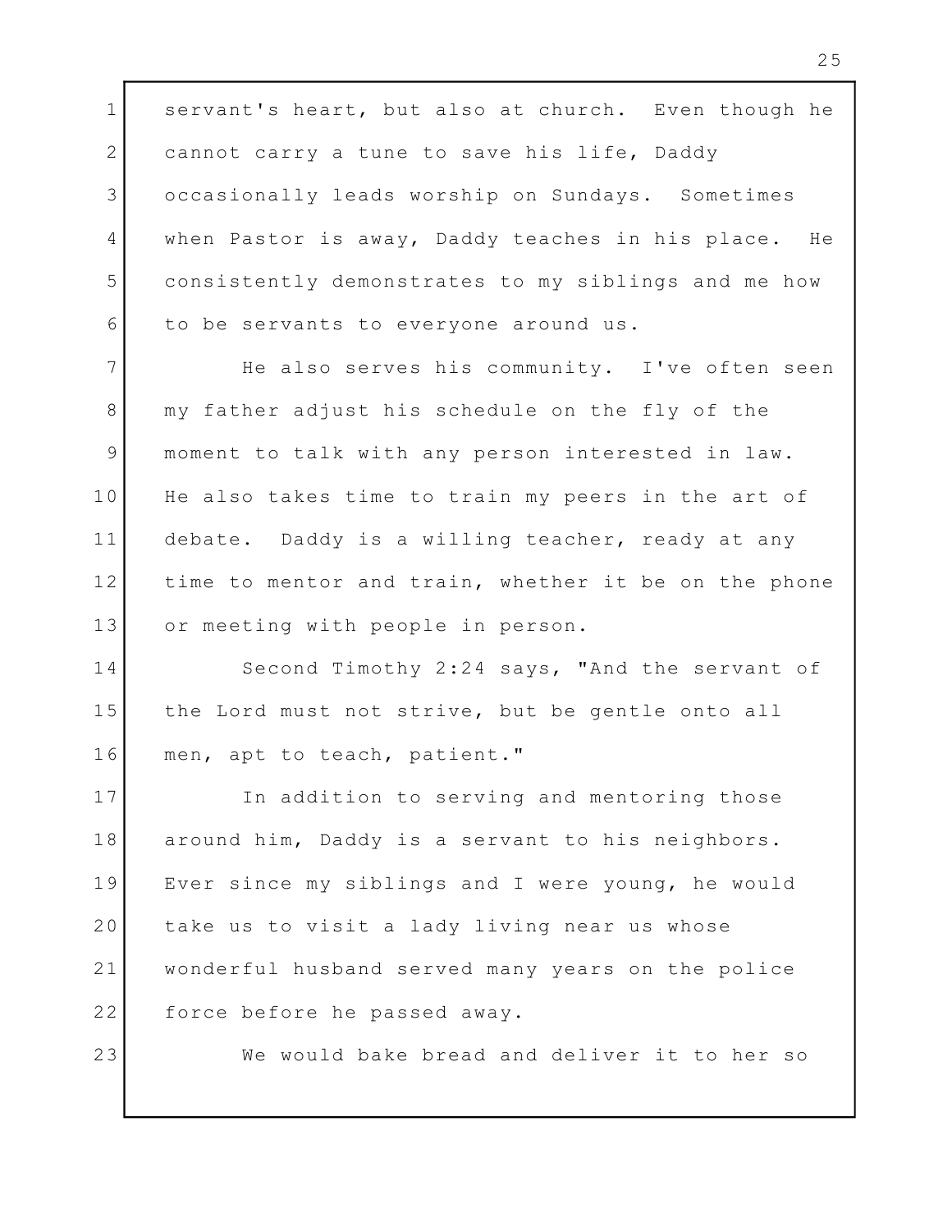servant's heart, but also at church. Even though he cannot carry a tune to save his life, Daddy occasionally leads worship on Sundays. Sometimes when Pastor is away, Daddy teaches in his place. He consistently demonstrates to my siblings and me how to be servants to everyone around us.

He also serves his community. I've often seen my father adjust his schedule on the fly of the moment to talk with any person interested in law. He also takes time to train my peers in the art of debate. Daddy is a willing teacher, ready at any time to mentor and train, whether it be on the phone or meeting with people in person.

Second Timothy 2:24 says, "And the servant of the Lord must not strive, but be gentle onto all men, apt to teach, patient."

In addition to serving and mentoring those around him, Daddy is a servant to his neighbors. Ever since my siblings and I were young, he would take us to visit a lady living near us whose wonderful husband served many years on the police force before he passed away.

We would bake bread and deliver it to her so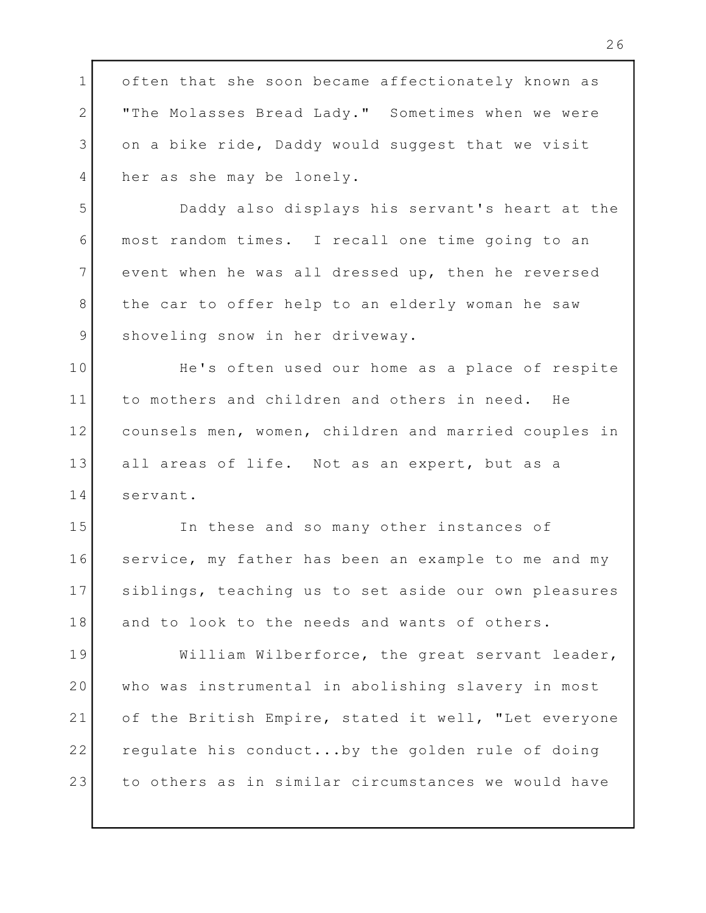often that she soon became affectionately known as "The Molasses Bread Lady." Sometimes when we were on a bike ride, Daddy would suggest that we visit her as she may be lonely.

Daddy also displays his servant's heart at the most random times. I recall one time going to an event when he was all dressed up, then he reversed the car to offer help to an elderly woman he saw shoveling snow in her driveway.

He's often used our home as a place of respite to mothers and children and others in need. He counsels men, women, children and married couples in all areas of life. Not as an expert, but as a servant.

In these and so many other instances of service, my father has been an example to me and my siblings, teaching us to set aside our own pleasures and to look to the needs and wants of others.

William Wilberforce, the great servant leader, who was instrumental in abolishing slavery in most of the British Empire, stated it well, "Let everyone regulate his conduct...by the golden rule of doing to others as in similar circumstances we would have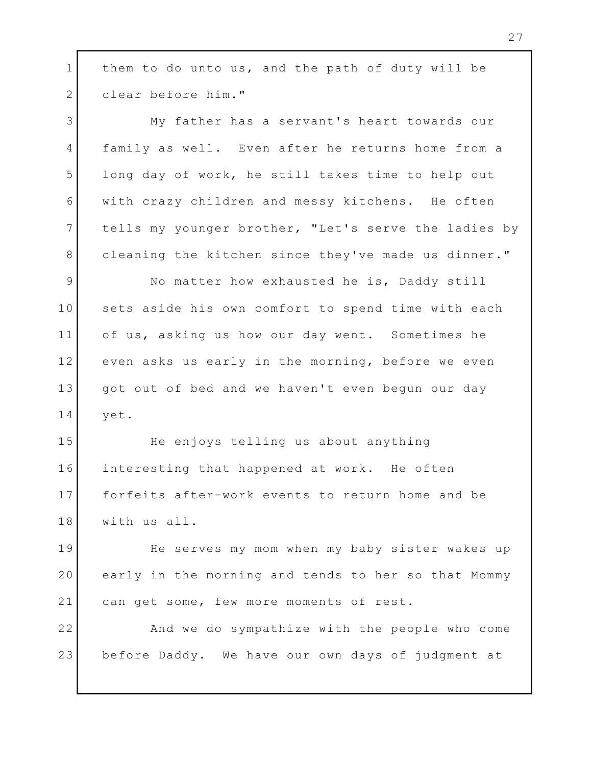them to do unto us, and the path of duty will be clear before him."

My father has a servant's heart towards our family as well. Even after he returns home from a long day of work, he still takes time to help out with crazy children and messy kitchens. He often tells my younger brother, "Let's serve the ladies by cleaning the kitchen since they've made us dinner."

No matter how exhausted he is, Daddy still sets aside his own comfort to spend time with each of us, asking us how our day went. Sometimes he even asks us early in the morning, before we even got out of bed and we haven't even begun our day yet.

He enjoys telling us about anything interesting that happened at work. He often forfeits after-work events to return home and be with us all.

He serves my mom when my baby sister wakes up early in the morning and tends to her so that Mommy can get some, few more moments of rest.

And we do sympathize with the people who come before Daddy. We have our own days of judgment at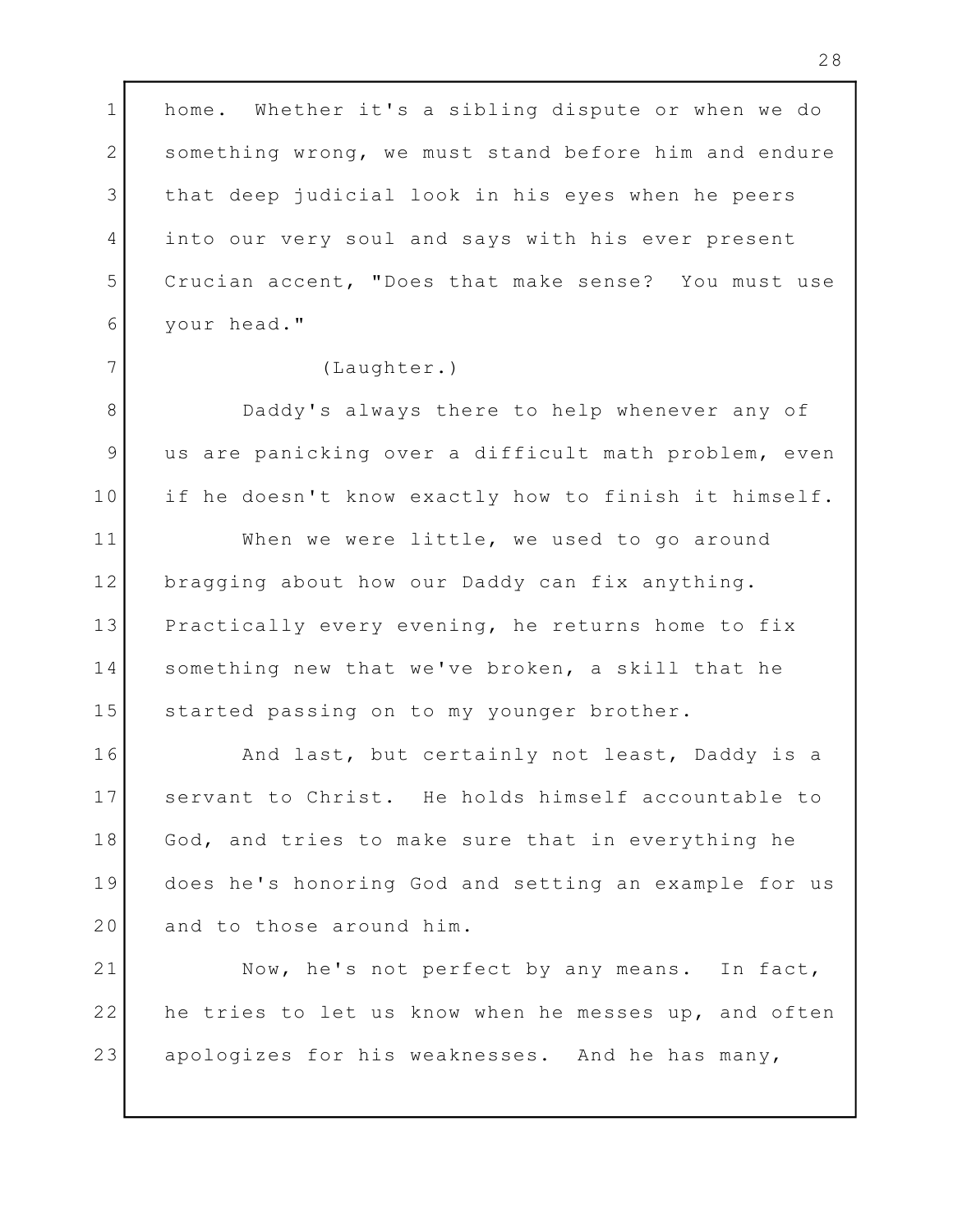home. Whether it's a sibling dispute or when we do something wrong, we must stand before him and endure that deep judicial look in his eyes when he peers into our very soul and says with his ever present Crucian accent, "Does that make sense? You must use your head."

(Laughter.)

Daddy's always there to help whenever any of us are panicking over a difficult math problem, even if he doesn't know exactly how to finish it himself.

When we were little, we used to go around bragging about how our Daddy can fix anything. Practically every evening, he returns home to fix something new that we've broken, a skill that he started passing on to my younger brother.

And last, but certainly not least, Daddy is a servant to Christ. He holds himself accountable to God, and tries to make sure that in everything he does he's honoring God and setting an example for us and to those around him.

Now, he's not perfect by any means. In fact, he tries to let us know when he messes up, and often apologizes for his weaknesses. And he has many,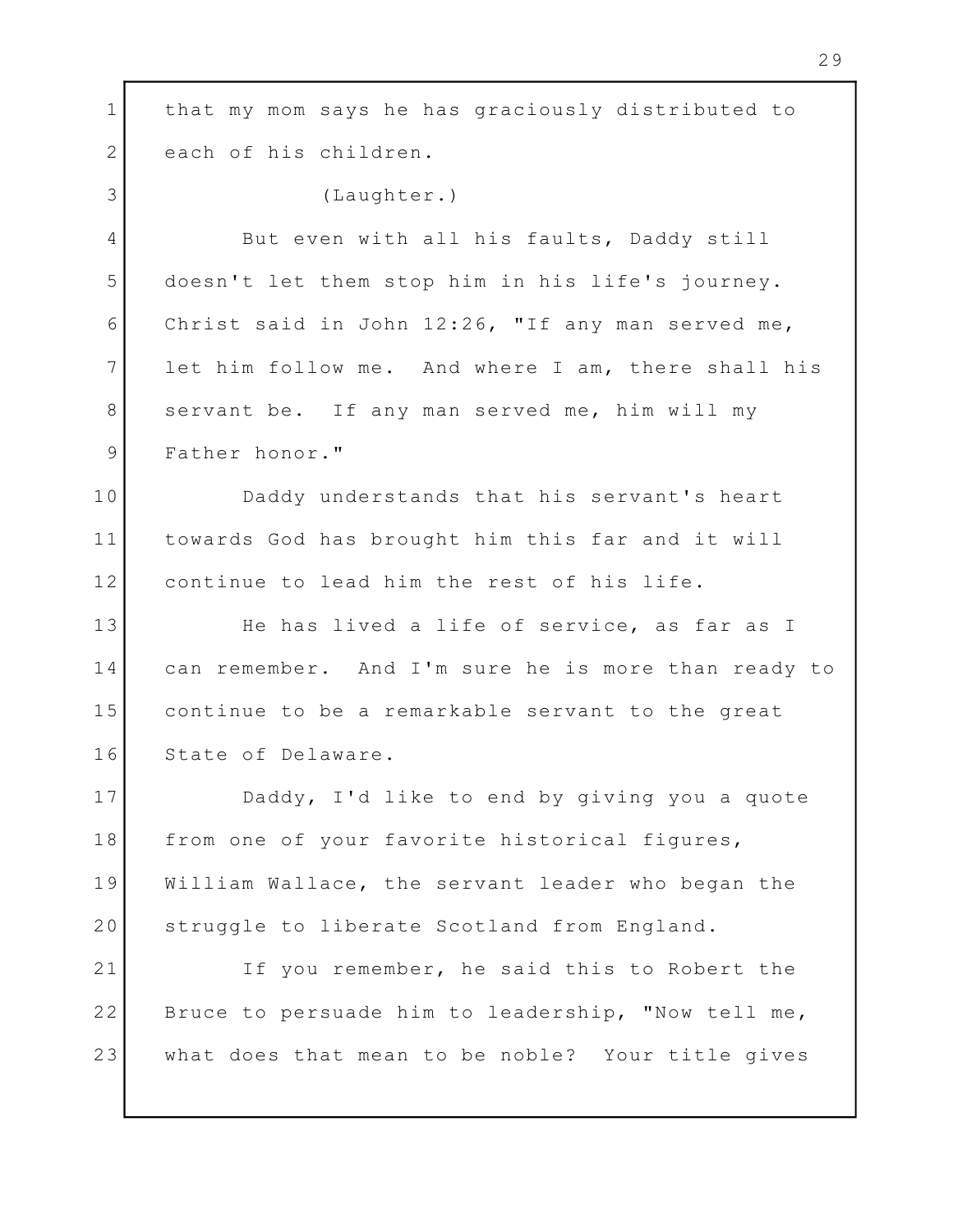that my mom says he has graciously distributed to each of his children.

(Laughter.)

But even with all his faults, Daddy still doesn't let them stop him in his life's journey. Christ said in John 12:26, "If any man served me, let him follow me. And where I am, there shall his servant be. If any man served me, him will my Father honor."

Daddy understands that his servant's heart towards God has brought him this far and it will continue to lead him the rest of his life.

He has lived a life of service, as far as I can remember. And I'm sure he is more than ready to continue to be a remarkable servant to the great State of Delaware.

Daddy, I'd like to end by giving you a quote from one of your favorite historical figures, William Wallace, the servant leader who began the struggle to liberate Scotland from England.

If you remember, he said this to Robert the Bruce to persuade him to leadership, "Now tell me, what does that mean to be noble? Your title gives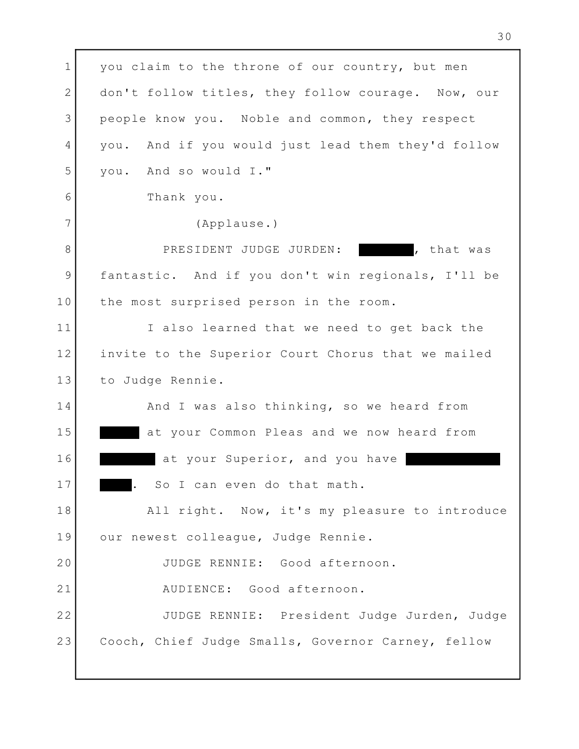you claim to the throne of our country, but men don't follow titles, they follow courage. Now, our people know you. Noble and common, they respect you. And if you would just lead them they'd follow you. And so would I."

Thank you.

(Applause.)

PRESIDENT JUDGE JURDEN: ████████, that was fantastic. And if you don't win regionals, I'll be the most surprised person in the room.

I also learned that we need to get back the invite to the Superior Court Chorus that we mailed to Judge Rennie.

And I was also thinking, so we heard from ██████ at your Common Pleas and we now heard from ████████ at your Superior, and you have ██████████████ █████. So I can even do that math.

All right. Now, it's my pleasure to introduce our newest colleague, Judge Rennie.

JUDGE RENNIE: Good afternoon.

AUDIENCE: Good afternoon.

JUDGE RENNIE: President Judge Jurden, Judge Cooch, Chief Judge Smalls, Governor Carney, fellow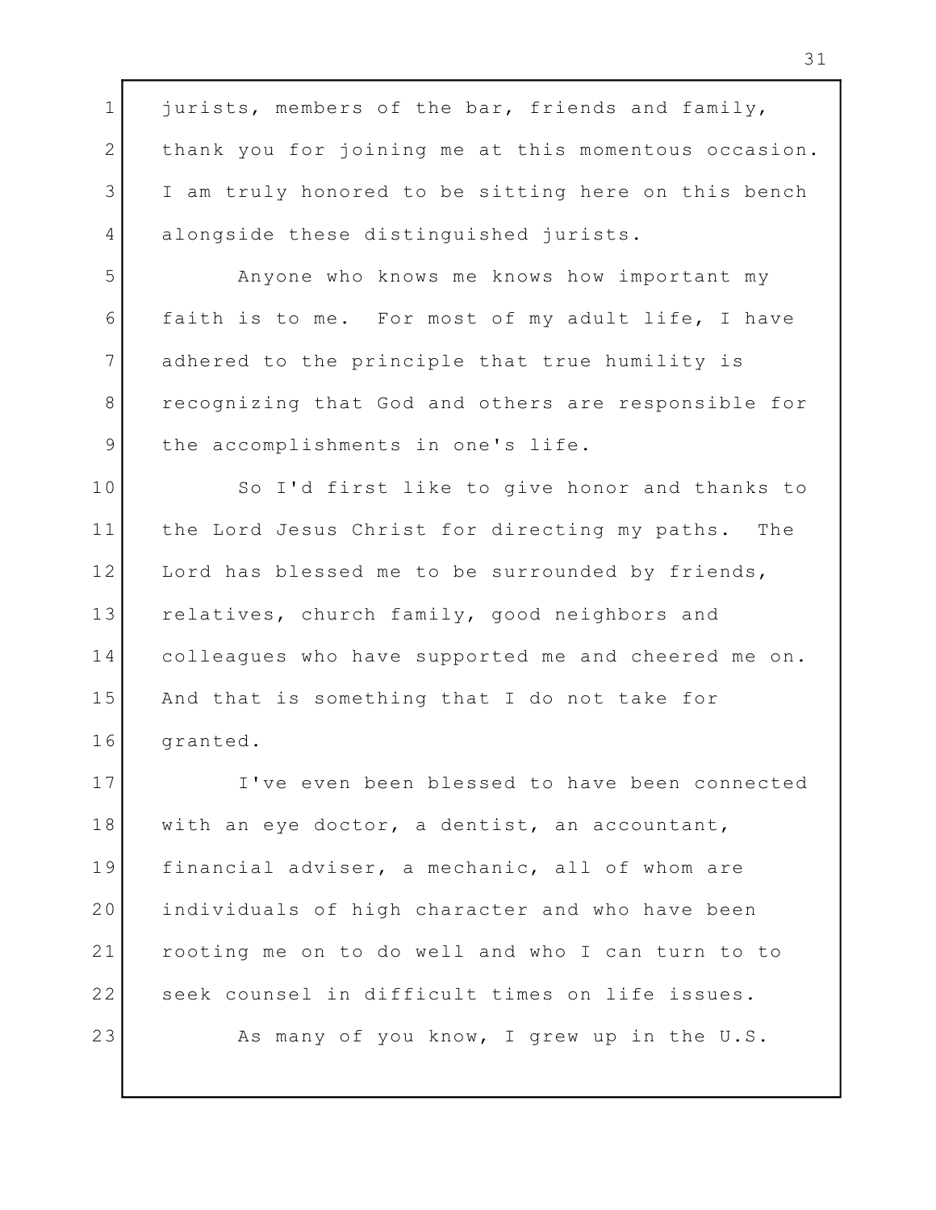jurists, members of the bar, friends and family, thank you for joining me at this momentous occasion. I am truly honored to be sitting here on this bench alongside these distinguished jurists.

Anyone who knows me knows how important my faith is to me. For most of my adult life, I have adhered to the principle that true humility is recognizing that God and others are responsible for the accomplishments in one's life.

So I'd first like to give honor and thanks to the Lord Jesus Christ for directing my paths. The Lord has blessed me to be surrounded by friends, relatives, church family, good neighbors and colleagues who have supported me and cheered me on. And that is something that I do not take for granted.

I've even been blessed to have been connected with an eye doctor, a dentist, an accountant, financial adviser, a mechanic, all of whom are individuals of high character and who have been rooting me on to do well and who I can turn to to seek counsel in difficult times on life issues.

As many of you know, I grew up in the U.S.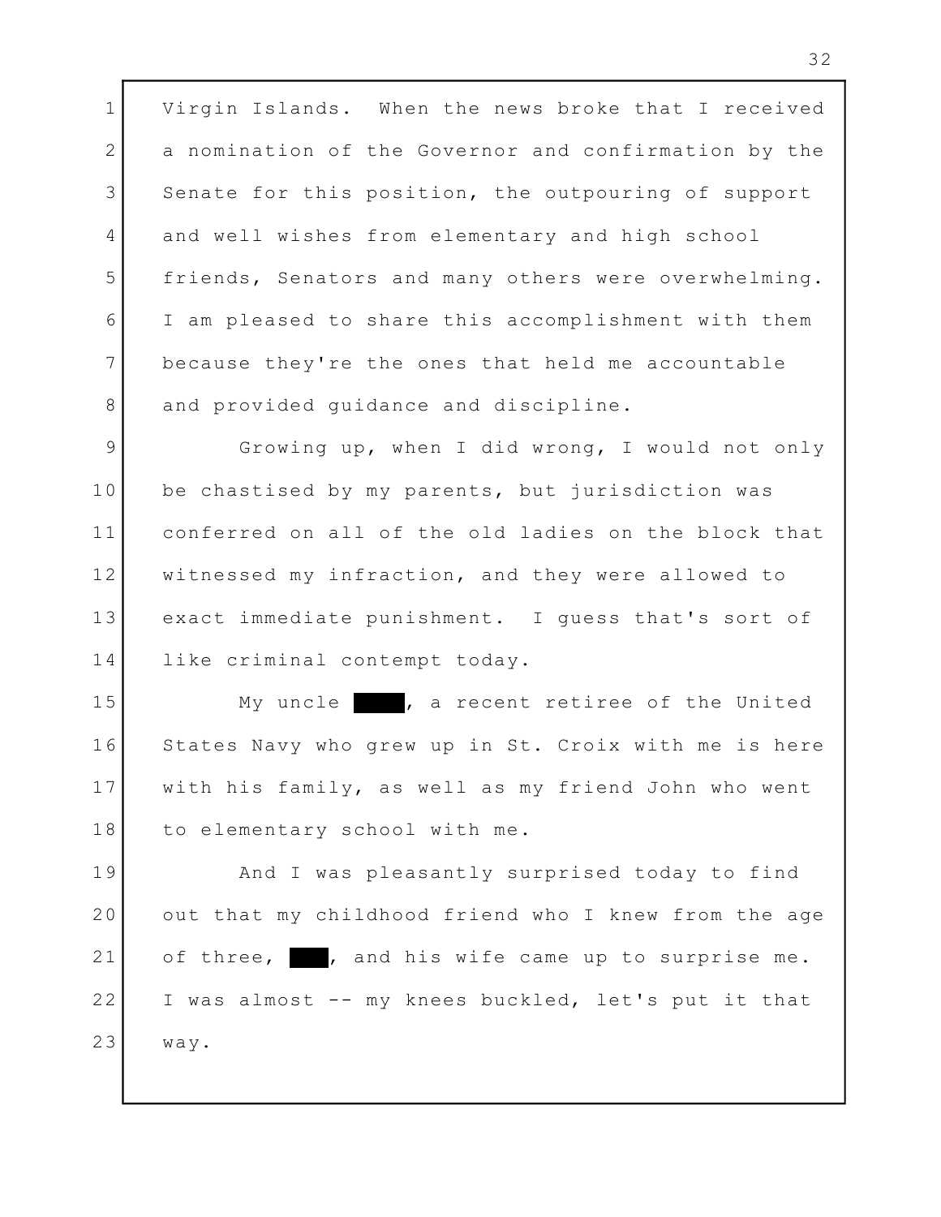Virgin Islands. When the news broke that I received a nomination of the Governor and confirmation by the Senate for this position, the outpouring of support and well wishes from elementary and high school friends, Senators and many others were overwhelming. I am pleased to share this accomplishment with them because they're the ones that held me accountable and provided guidance and discipline.

Growing up, when I did wrong, I would not only be chastised by my parents, but jurisdiction was conferred on all of the old ladies on the block that witnessed my infraction, and they were allowed to exact immediate punishment. I guess that's sort of like criminal contempt today.

My uncle ████, a recent retiree of the United States Navy who grew up in St. Croix with me is here with his family, as well as my friend John who went to elementary school with me.

And I was pleasantly surprised today to find out that my childhood friend who I knew from the age of three, ███, and his wife came up to surprise me. I was almost -- my knees buckled, let's put it that way.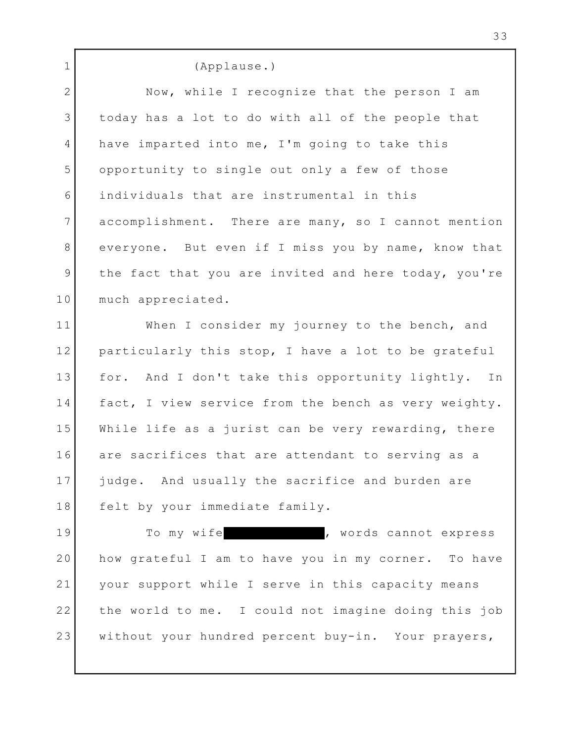(Applause.)

Now, while I recognize that the person I am today has a lot to do with all of the people that have imparted into me, I'm going to take this opportunity to single out only a few of those individuals that are instrumental in this accomplishment. There are many, so I cannot mention everyone. But even if I miss you by name, know that the fact that you are invited and here today, you're much appreciated.

When I consider my journey to the bench, and particularly this stop, I have a lot to be grateful for. And I don't take this opportunity lightly. In fact, I view service from the bench as very weighty. While life as a jurist can be very rewarding, there are sacrifices that are attendant to serving as a judge. And usually the sacrifice and burden are felt by your immediate family.

To my wife [REDACTED], words cannot express how grateful I am to have you in my corner. To have your support while I serve in this capacity means the world to me. I could not imagine doing this job without your hundred percent buy-in. Your prayers,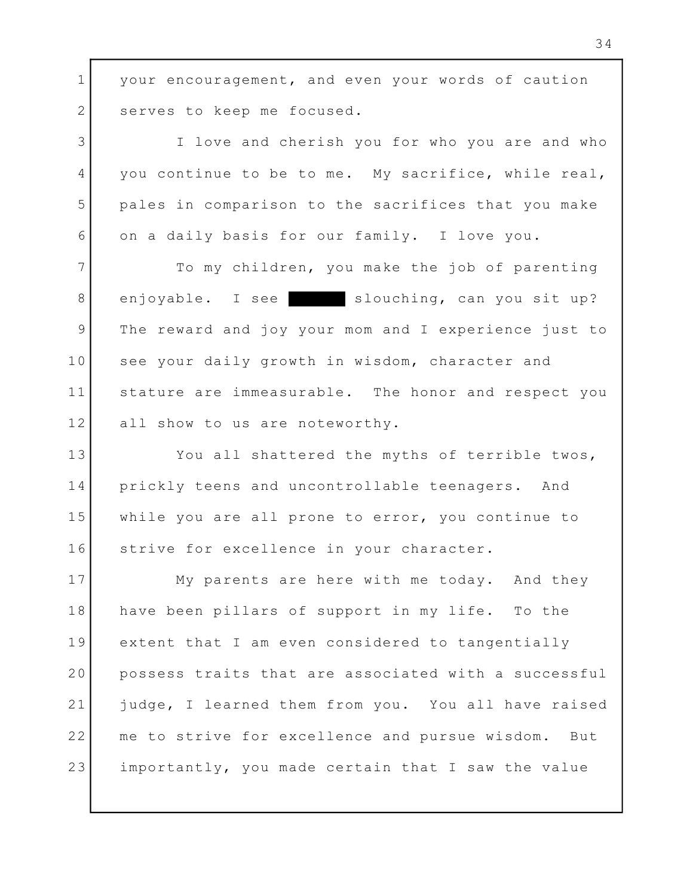your encouragement, and even your words of caution serves to keep me focused.

I love and cherish you for who you are and who you continue to be to me. My sacrifice, while real, pales in comparison to the sacrifices that you make on a daily basis for our family. I love you.

To my children, you make the job of parenting enjoyable. I see ████ slouching, can you sit up? The reward and joy your mom and I experience just to see your daily growth in wisdom, character and stature are immeasurable. The honor and respect you all show to us are noteworthy.

You all shattered the myths of terrible twos, prickly teens and uncontrollable teenagers. And while you are all prone to error, you continue to strive for excellence in your character.

My parents are here with me today. And they have been pillars of support in my life. To the extent that I am even considered to tangentially possess traits that are associated with a successful judge, I learned them from you. You all have raised me to strive for excellence and pursue wisdom. But importantly, you made certain that I saw the value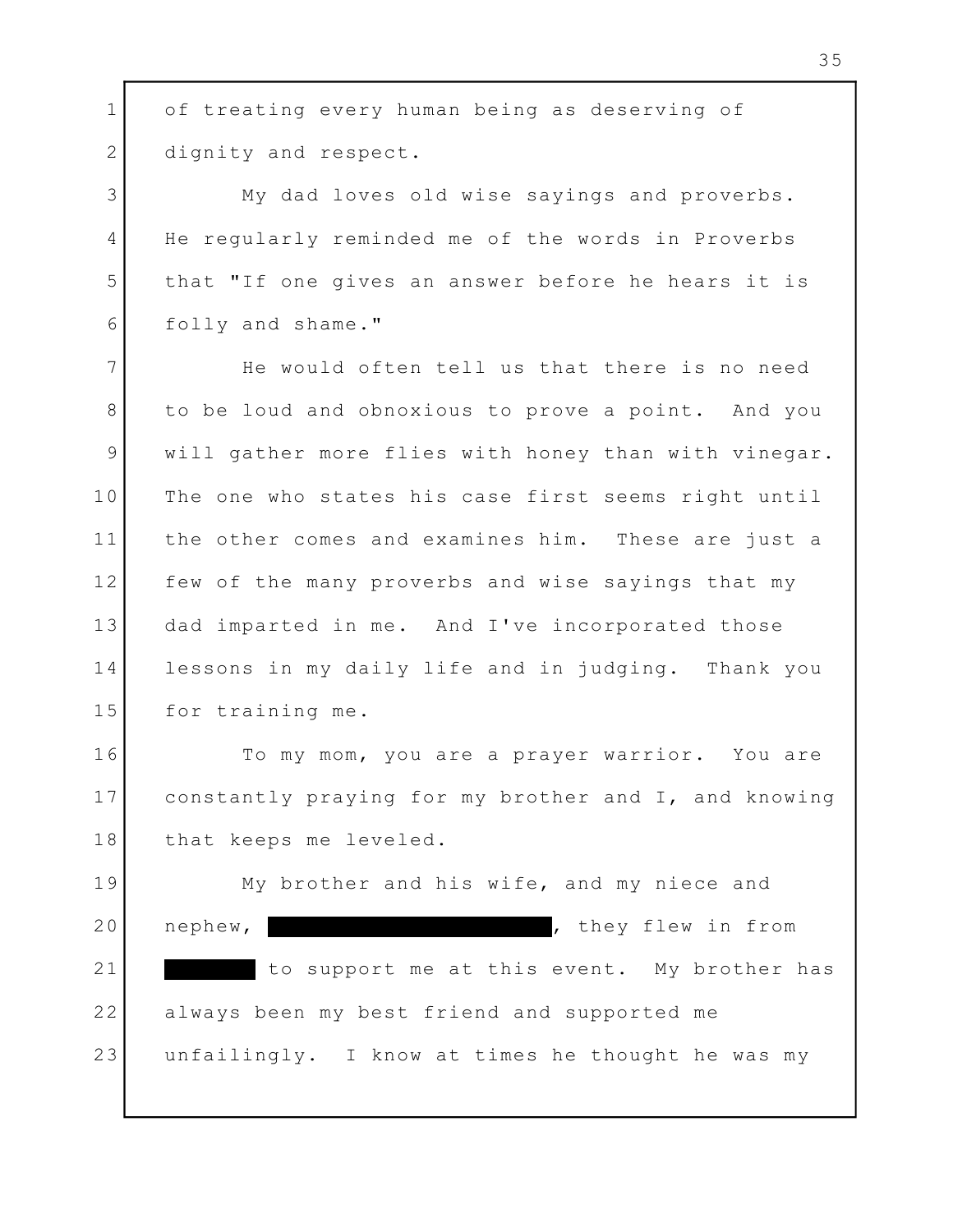of treating every human being as deserving of dignity and respect.

My dad loves old wise sayings and proverbs. He regularly reminded me of the words in Proverbs that "If one gives an answer before he hears it is folly and shame."

He would often tell us that there is no need to be loud and obnoxious to prove a point. And you will gather more flies with honey than with vinegar. The one who states his case first seems right until the other comes and examines him. These are just a few of the many proverbs and wise sayings that my dad imparted in me. And I've incorporated those lessons in my daily life and in judging. Thank you for training me.

To my mom, you are a prayer warrior. You are constantly praying for my brother and I, and knowing that keeps me leveled.

My brother and his wife, and my niece and nephew, [REDACTED], they flew in from [REDACTED] to support me at this event. My brother has always been my best friend and supported me unfailingly. I know at times he thought he was my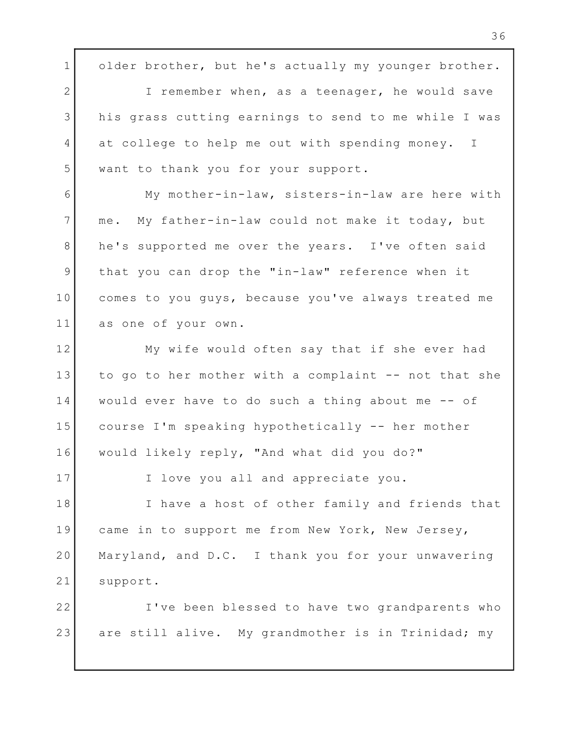older brother, but he's actually my younger brother.

I remember when, as a teenager, he would save his grass cutting earnings to send to me while I was at college to help me out with spending money. I want to thank you for your support.

My mother-in-law, sisters-in-law are here with me. My father-in-law could not make it today, but he's supported me over the years. I've often said that you can drop the "in-law" reference when it comes to you guys, because you've always treated me as one of your own.

My wife would often say that if she ever had to go to her mother with a complaint -- not that she would ever have to do such a thing about me -- of course I'm speaking hypothetically -- her mother would likely reply, "And what did you do?"

I love you all and appreciate you.

I have a host of other family and friends that came in to support me from New York, New Jersey, Maryland, and D.C. I thank you for your unwavering support.

I've been blessed to have two grandparents who are still alive. My grandmother is in Trinidad; my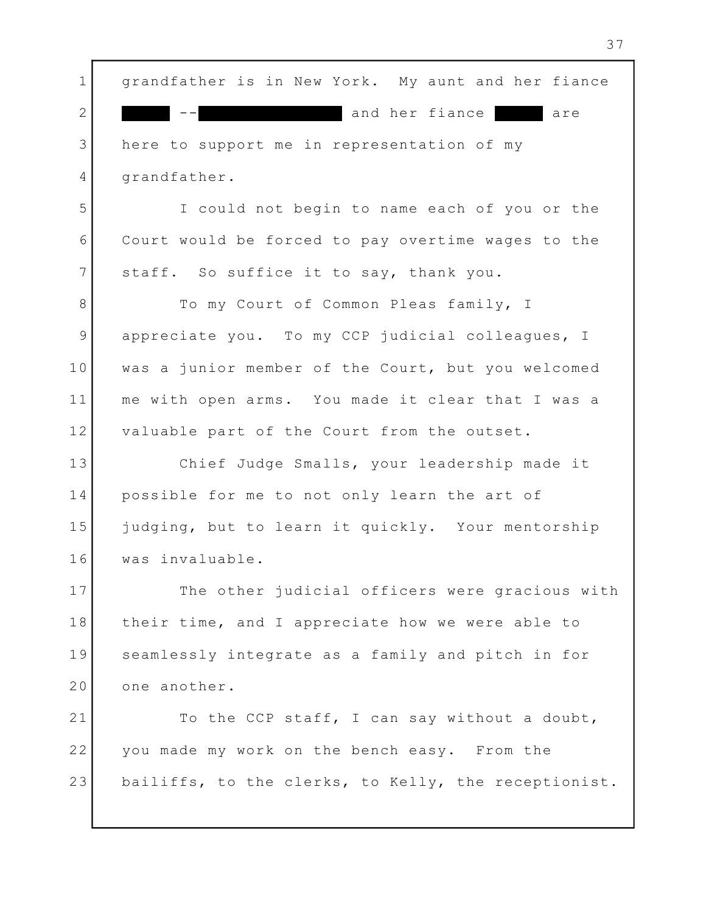grandfather is in New York. My aunt and her fiance [REDACTED] -- [REDACTED] and her fiance [REDACTED] are here to support me in representation of my grandfather.

I could not begin to name each of you or the Court would be forced to pay overtime wages to the staff. So suffice it to say, thank you.

To my Court of Common Pleas family, I appreciate you. To my CCP judicial colleagues, I was a junior member of the Court, but you welcomed me with open arms. You made it clear that I was a valuable part of the Court from the outset.

Chief Judge Smalls, your leadership made it possible for me to not only learn the art of judging, but to learn it quickly. Your mentorship was invaluable.

The other judicial officers were gracious with their time, and I appreciate how we were able to seamlessly integrate as a family and pitch in for one another.

To the CCP staff, I can say without a doubt, you made my work on the bench easy. From the bailiffs, to the clerks, to Kelly, the receptionist.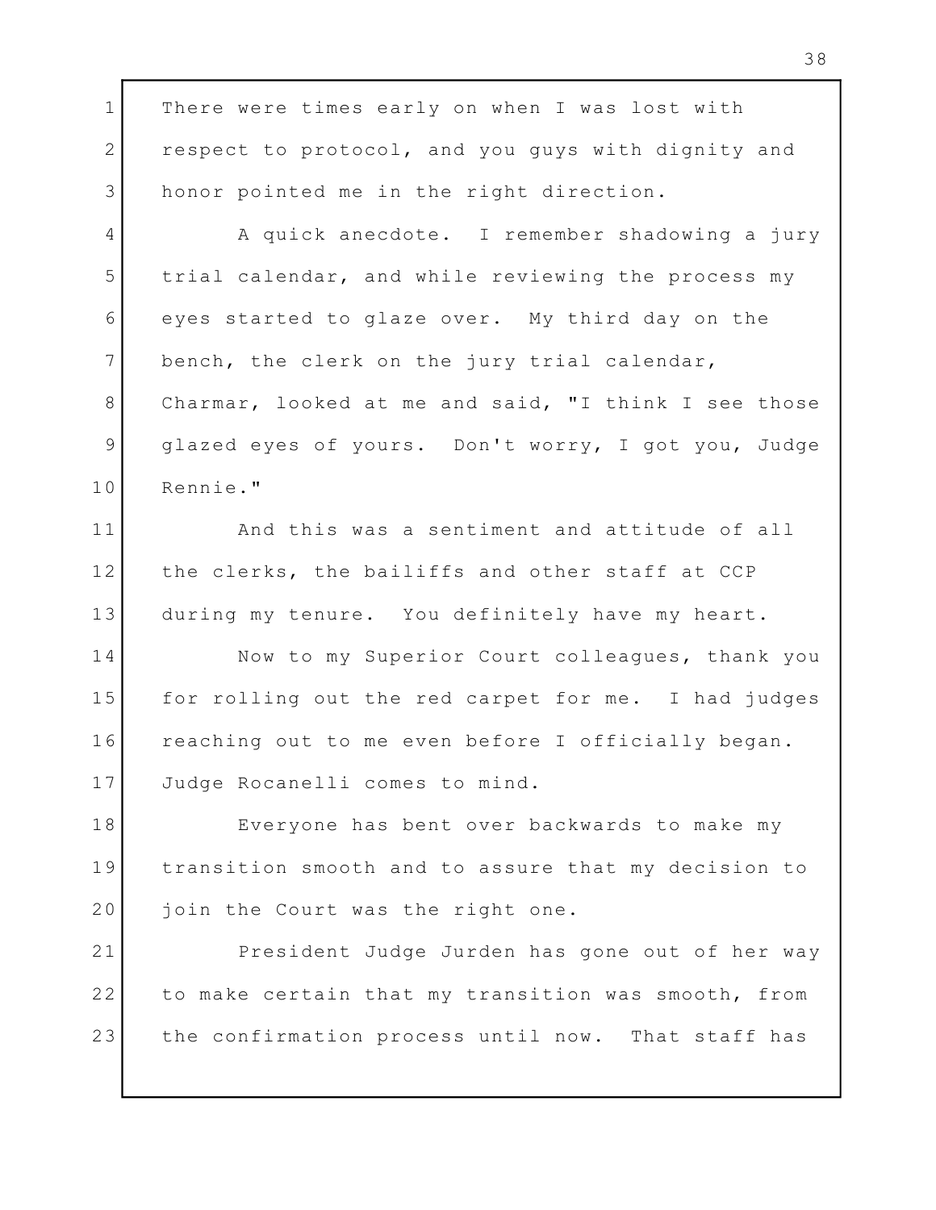There were times early on when I was lost with respect to protocol, and you guys with dignity and honor pointed me in the right direction.

A quick anecdote. I remember shadowing a jury trial calendar, and while reviewing the process my eyes started to glaze over. My third day on the bench, the clerk on the jury trial calendar, Charmar, looked at me and said, "I think I see those glazed eyes of yours. Don't worry, I got you, Judge Rennie."

And this was a sentiment and attitude of all the clerks, the bailiffs and other staff at CCP during my tenure. You definitely have my heart.

Now to my Superior Court colleagues, thank you for rolling out the red carpet for me. I had judges reaching out to me even before I officially began. Judge Rocanelli comes to mind.

Everyone has bent over backwards to make my transition smooth and to assure that my decision to join the Court was the right one.

President Judge Jurden has gone out of her way to make certain that my transition was smooth, from the confirmation process until now. That staff has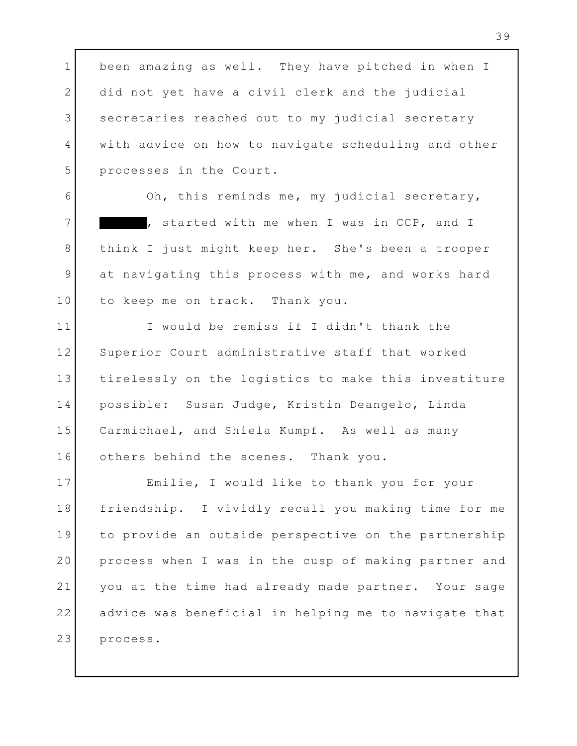been amazing as well. They have pitched in when I did not yet have a civil clerk and the judicial secretaries reached out to my judicial secretary with advice on how to navigate scheduling and other processes in the Court.

Oh, this reminds me, my judicial secretary, ████, started with me when I was in CCP, and I think I just might keep her. She's been a trooper at navigating this process with me, and works hard to keep me on track. Thank you.

I would be remiss if I didn't thank the Superior Court administrative staff that worked tirelessly on the logistics to make this investiture possible: Susan Judge, Kristin Deangelo, Linda Carmichael, and Shiela Kumpf. As well as many others behind the scenes. Thank you.

Emilie, I would like to thank you for your friendship. I vividly recall you making time for me to provide an outside perspective on the partnership process when I was in the cusp of making partner and you at the time had already made partner. Your sage advice was beneficial in helping me to navigate that process.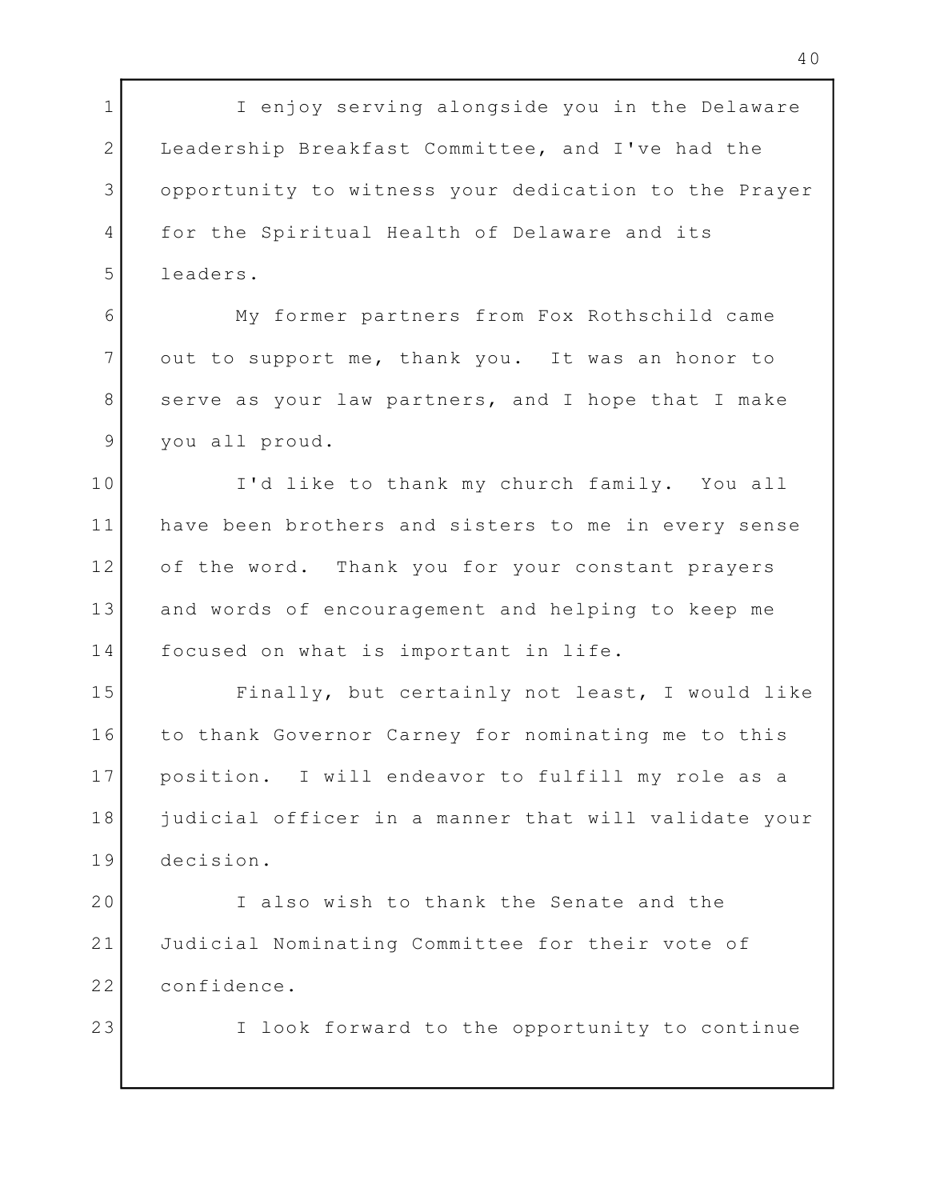I enjoy serving alongside you in the Delaware Leadership Breakfast Committee, and I've had the opportunity to witness your dedication to the Prayer for the Spiritual Health of Delaware and its leaders.

My former partners from Fox Rothschild came out to support me, thank you. It was an honor to serve as your law partners, and I hope that I make you all proud.

I'd like to thank my church family. You all have been brothers and sisters to me in every sense of the word. Thank you for your constant prayers and words of encouragement and helping to keep me focused on what is important in life.

Finally, but certainly not least, I would like to thank Governor Carney for nominating me to this position. I will endeavor to fulfill my role as a judicial officer in a manner that will validate your decision.

I also wish to thank the Senate and the Judicial Nominating Committee for their vote of confidence.

I look forward to the opportunity to continue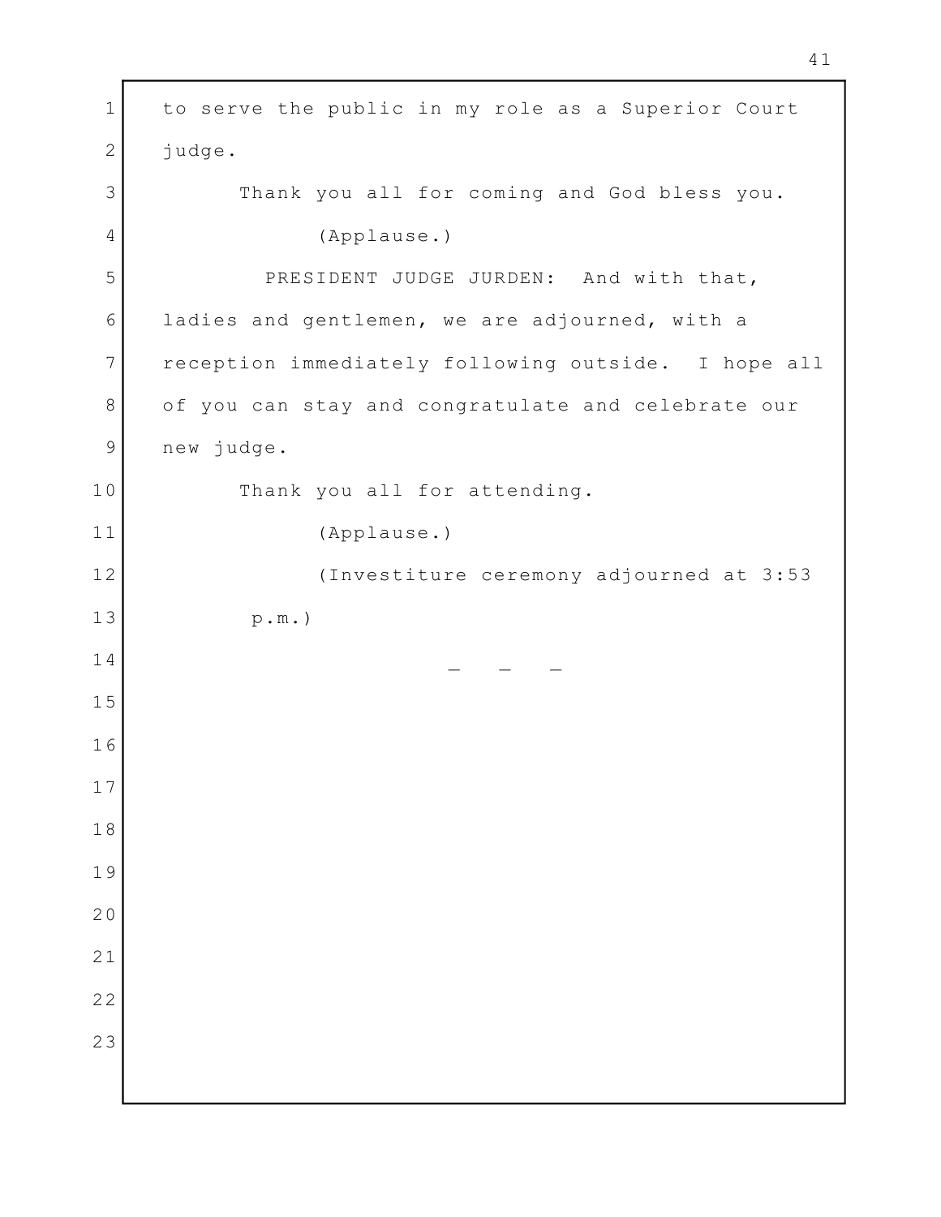to serve the public in my role as a Superior Court judge.

Thank you all for coming and God bless you.

(Applause.)

PRESIDENT JUDGE JURDEN: And with that, ladies and gentlemen, we are adjourned, with a reception immediately following outside. I hope all of you can stay and congratulate and celebrate our new judge.

Thank you all for attending.

(Applause.)

(Investiture ceremony adjourned at 3:53 p.m.)

\- - -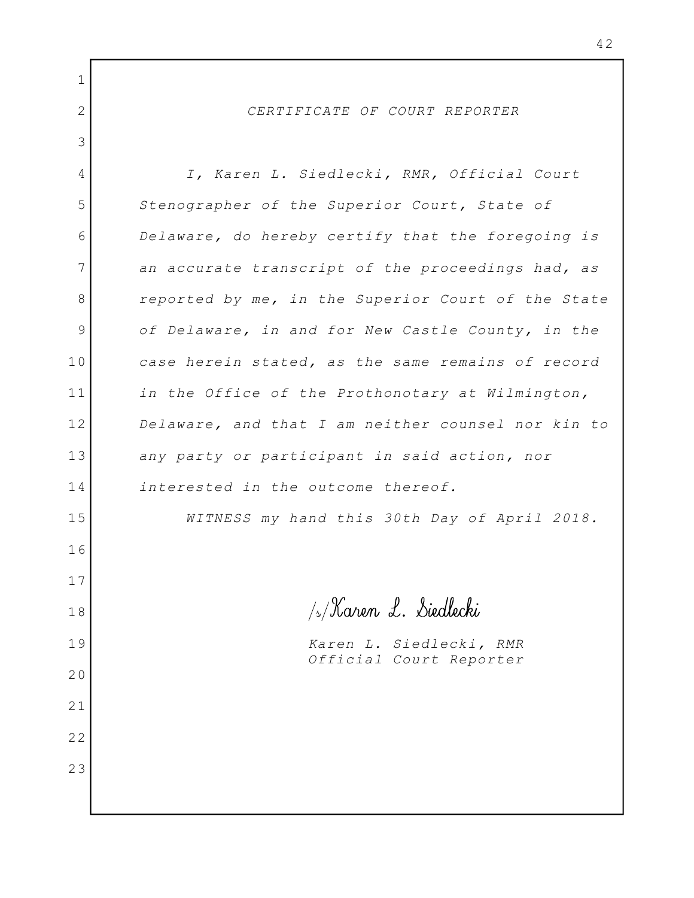*CERTIFICATE OF COURT REPORTER*

*I, Karen L. Siedlecki, RMR, Official Court Stenographer of the Superior Court, State of Delaware, do hereby certify that the foregoing is an accurate transcript of the proceedings had, as reported by me, in the Superior Court of the State of Delaware, in and for New Castle County, in the case herein stated, as the same remains of record in the Office of the Prothonotary at Wilmington, Delaware, and that I am neither counsel nor kin to any party or participant in said action, nor interested in the outcome thereof.*

*WITNESS my hand this 30th Day of April 2018.*

/s/Karen L. Siedlecki

*Karen L. Siedlecki, RMR*
*Official Court Reporter*